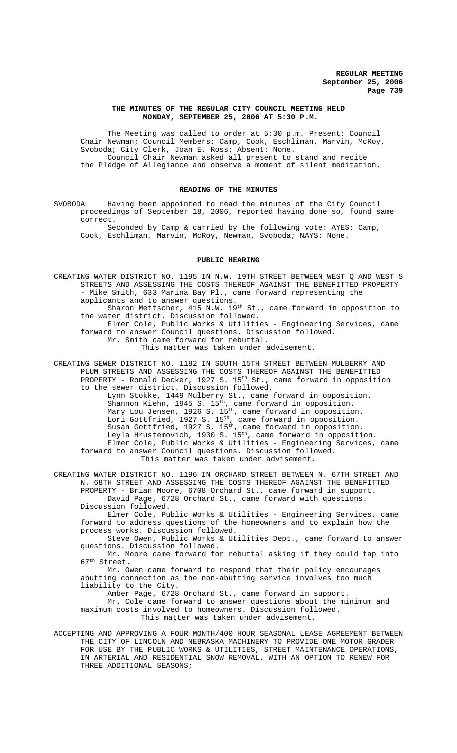# THE MINUTES OF THE REGULAR CITY COUNCIL MEETING HELD MONDAY, SEPTEMBER 25, 2006 AT 5:30 P.M.

The Meeting was called to order at 5:30 p.m. Present: Council Chair Newman; Council Members: Camp, Cook, Eschliman, Marvin, McRoy, Svoboda; City Clerk, Joan E. Ross; Absent: None.

Council Chair Newman asked all present to stand and recite the Pledge of Allegiance and observe a moment of silent meditation.

## READING OF THE MINUTES

SVOBODA Having been appointed to read the minutes of the City Council proceedings of September 18, 2006, reported having done so, found same correct.

Seconded by Camp & carried by the following vote: AYES: Camp, Cook, Eschliman, Marvin, McRoy, Newman, Svoboda; NAYS: None.

## PUBLIC HEARING

CREATING WATER DISTRICT NO. 1195 IN N.W. 19TH STREET BETWEEN WEST Q AND WEST S STREETS AND ASSESSING THE COSTS THEREOF AGAINST THE BENEFITTED PROPERTY - Mike Smith, 633 Marina Bay Pl., came forward representing the applicants and to answer questions.

Sharon Mettscher, 415 N.W. 19th St., came forward in opposition to the water district. Discussion followed.

Elmer Cole, Public Works & Utilities - Engineering Services, came forward to answer Council questions. Discussion followed.

Mr. Smith came forward for rebuttal.

This matter was taken under advisement.

CREATING SEWER DISTRICT NO. 1182 IN SOUTH 15TH STREET BETWEEN MULBERRY AND PLUM STREETS AND ASSESSING THE COSTS THEREOF AGAINST THE BENEFITTED PROPERTY - Ronald Decker, 1927 S. 15th St., came forward in opposition to the sewer district. Discussion followed.

Lynn Stokke, 1449 Mulberry St., came forward in opposition.
Shannon Kiehn, 1945 S. 15th, came forward in opposition.
Mary Lou Jensen, 1926 S. 15th, came forward in opposition.
Lori Gottfried, 1927 S. 15th, came forward in opposition.
Susan Gottfried, 1927 S. 15th, came forward in opposition.
Leyla Hrustemovich, 1930 S. 15th, came forward in opposition.

Elmer Cole, Public Works & Utilities - Engineering Services, came forward to answer Council questions. Discussion followed.

This matter was taken under advisement.

CREATING WATER DISTRICT NO. 1196 IN ORCHARD STREET BETWEEN N. 67TH STREET AND N. 68TH STREET AND ASSESSING THE COSTS THEREOF AGAINST THE BENEFITTED PROPERTY - Brian Moore, 6708 Orchard St., came forward in support.

David Page, 6728 Orchard St., came forward with questions. Discussion followed.

Elmer Cole, Public Works & Utilities - Engineering Services, came forward to address questions of the homeowners and to explain how the process works. Discussion followed.

Steve Owen, Public Works & Utilities Dept., came forward to answer questions. Discussion followed.

Mr. Moore came forward for rebuttal asking if they could tap into 67th Street.

Mr. Owen came forward to respond that their policy encourages abutting connection as the non-abutting service involves too much liability to the City.

Amber Page, 6728 Orchard St., came forward in support.

Mr. Cole came forward to answer questions about the minimum and maximum costs involved to homeowners. Discussion followed.

This matter was taken under advisement.

ACCEPTING AND APPROVING A FOUR MONTH/400 HOUR SEASONAL LEASE AGREEMENT BETWEEN THE CITY OF LINCOLN AND NEBRASKA MACHINERY TO PROVIDE ONE MOTOR GRADER FOR USE BY THE PUBLIC WORKS & UTILITIES, STREET MAINTENANCE OPERATIONS, IN ARTERIAL AND RESIDENTIAL SNOW REMOVAL, WITH AN OPTION TO RENEW FOR THREE ADDITIONAL SEASONS;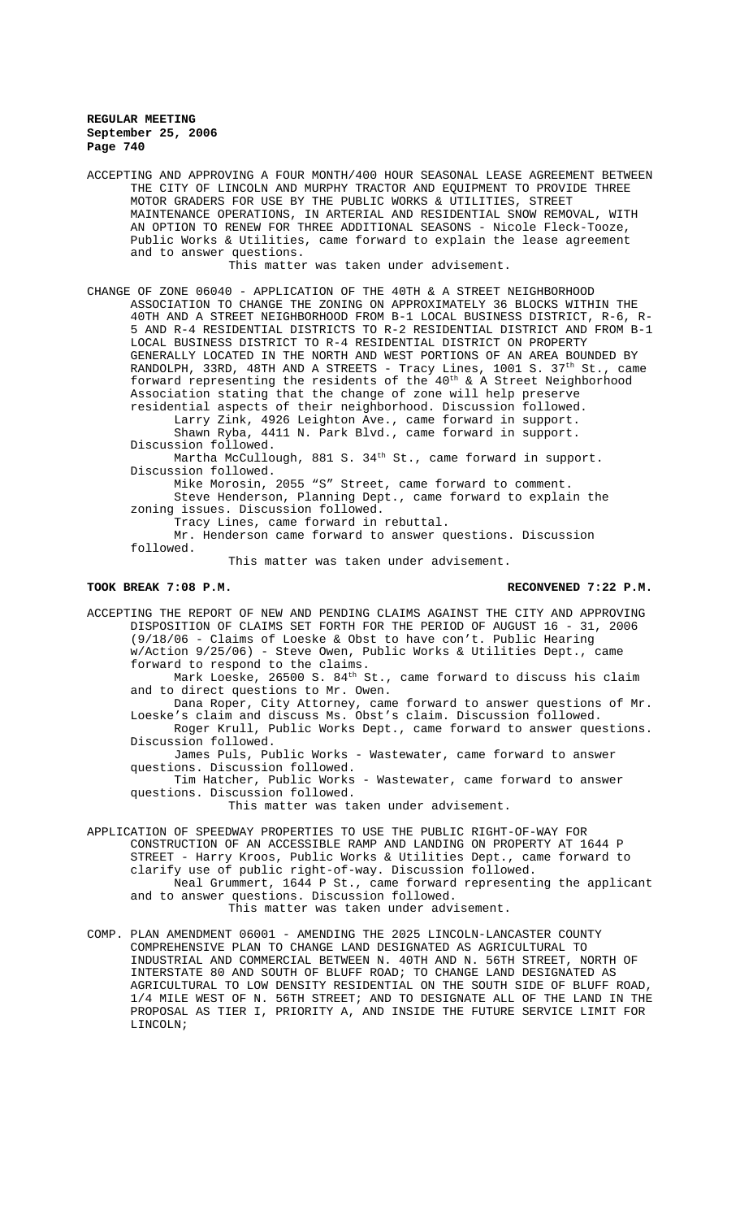ACCEPTING AND APPROVING A FOUR MONTH/400 HOUR SEASONAL LEASE AGREEMENT BETWEEN THE CITY OF LINCOLN AND MURPHY TRACTOR AND EQUIPMENT TO PROVIDE THREE MOTOR GRADERS FOR USE BY THE PUBLIC WORKS & UTILITIES, STREET MAINTENANCE OPERATIONS, IN ARTERIAL AND RESIDENTIAL SNOW REMOVAL, WITH AN OPTION TO RENEW FOR THREE ADDITIONAL SEASONS - Nicole Fleck-Tooze, Public Works & Utilities, came forward to explain the lease agreement and to answer questions.

This matter was taken under advisement.

CHANGE OF ZONE 06040 - APPLICATION OF THE 40TH & A STREET NEIGHBORHOOD ASSOCIATION TO CHANGE THE ZONING ON APPROXIMATELY 36 BLOCKS WITHIN THE 40TH AND A STREET NEIGHBORHOOD FROM B-1 LOCAL BUSINESS DISTRICT, R-6, R-5 AND R-4 RESIDENTIAL DISTRICTS TO R-2 RESIDENTIAL DISTRICT AND FROM B-1 LOCAL BUSINESS DISTRICT TO R-4 RESIDENTIAL DISTRICT ON PROPERTY GENERALLY LOCATED IN THE NORTH AND WEST PORTIONS OF AN AREA BOUNDED BY RANDOLPH, 33RD, 48TH AND A STREETS - Tracy Lines, 1001 S. 37th St., came forward representing the residents of the 40th & A Street Neighborhood Association stating that the change of zone will help preserve residential aspects of their neighborhood. Discussion followed.

Larry Zink, 4926 Leighton Ave., came forward in support.

Shawn Ryba, 4411 N. Park Blvd., came forward in support. Discussion followed.

Martha McCullough, 881 S. 34th St., came forward in support. Discussion followed.

Mike Morosin, 2055 "S" Street, came forward to comment.

Steve Henderson, Planning Dept., came forward to explain the zoning issues. Discussion followed.

Tracy Lines, came forward in rebuttal.

Mr. Henderson came forward to answer questions. Discussion followed.

This matter was taken under advisement.

**TOOK BREAK 7:08 P.M. RECONVENED 7:22 P.M.**

ACCEPTING THE REPORT OF NEW AND PENDING CLAIMS AGAINST THE CITY AND APPROVING DISPOSITION OF CLAIMS SET FORTH FOR THE PERIOD OF AUGUST 16 - 31, 2006 (9/18/06 - Claims of Loeske & Obst to have con't. Public Hearing w/Action 9/25/06) - Steve Owen, Public Works & Utilities Dept., came forward to respond to the claims.

Mark Loeske, 26500 S. 84th St., came forward to discuss his claim and to direct questions to Mr. Owen.

Dana Roper, City Attorney, came forward to answer questions of Mr. Loeske's claim and discuss Ms. Obst's claim. Discussion followed.

Roger Krull, Public Works Dept., came forward to answer questions. Discussion followed.

James Puls, Public Works - Wastewater, came forward to answer questions. Discussion followed.

Tim Hatcher, Public Works - Wastewater, came forward to answer questions. Discussion followed.

This matter was taken under advisement.

APPLICATION OF SPEEDWAY PROPERTIES TO USE THE PUBLIC RIGHT-OF-WAY FOR CONSTRUCTION OF AN ACCESSIBLE RAMP AND LANDING ON PROPERTY AT 1644 P STREET - Harry Kroos, Public Works & Utilities Dept., came forward to clarify use of public right-of-way. Discussion followed.

Neal Grummert, 1644 P St., came forward representing the applicant and to answer questions. Discussion followed.

This matter was taken under advisement.

COMP. PLAN AMENDMENT 06001 - AMENDING THE 2025 LINCOLN-LANCASTER COUNTY COMPREHENSIVE PLAN TO CHANGE LAND DESIGNATED AS AGRICULTURAL TO INDUSTRIAL AND COMMERCIAL BETWEEN N. 40TH AND N. 56TH STREET, NORTH OF INTERSTATE 80 AND SOUTH OF BLUFF ROAD; TO CHANGE LAND DESIGNATED AS AGRICULTURAL TO LOW DENSITY RESIDENTIAL ON THE SOUTH SIDE OF BLUFF ROAD, 1/4 MILE WEST OF N. 56TH STREET; AND TO DESIGNATE ALL OF THE LAND IN THE PROPOSAL AS TIER I, PRIORITY A, AND INSIDE THE FUTURE SERVICE LIMIT FOR LINCOLN;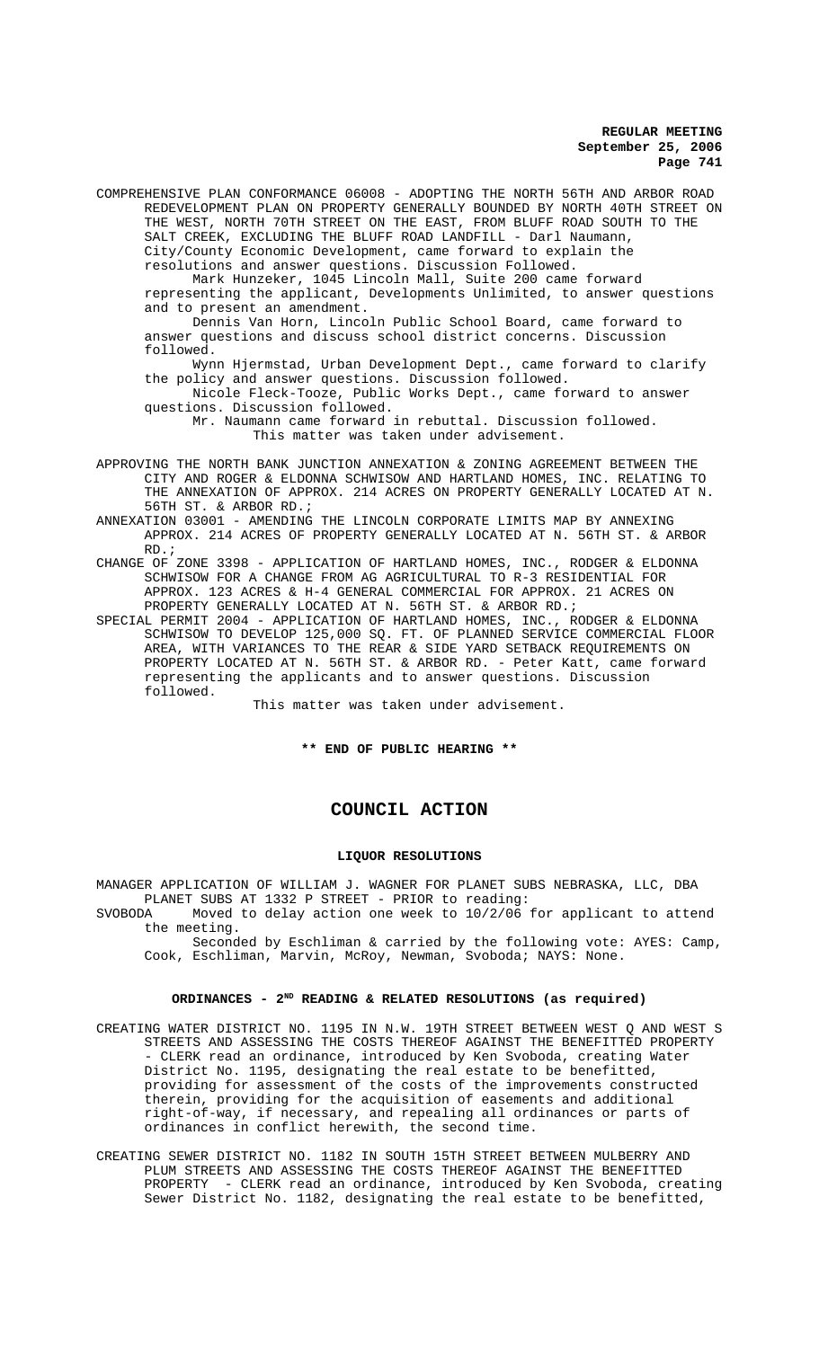COMPREHENSIVE PLAN CONFORMANCE 06008 - ADOPTING THE NORTH 56TH AND ARBOR ROAD REDEVELOPMENT PLAN ON PROPERTY GENERALLY BOUNDED BY NORTH 40TH STREET ON THE WEST, NORTH 70TH STREET ON THE EAST, FROM BLUFF ROAD SOUTH TO THE SALT CREEK, EXCLUDING THE BLUFF ROAD LANDFILL - Darl Naumann, City/County Economic Development, came forward to explain the resolutions and answer questions. Discussion Followed.

Mark Hunzeker, 1045 Lincoln Mall, Suite 200 came forward representing the applicant, Developments Unlimited, to answer questions and to present an amendment.

Dennis Van Horn, Lincoln Public School Board, came forward to answer questions and discuss school district concerns. Discussion followed.

Wynn Hjermstad, Urban Development Dept., came forward to clarify the policy and answer questions. Discussion followed.

Nicole Fleck-Tooze, Public Works Dept., came forward to answer questions. Discussion followed.

Mr. Naumann came forward in rebuttal. Discussion followed.

This matter was taken under advisement.

APPROVING THE NORTH BANK JUNCTION ANNEXATION & ZONING AGREEMENT BETWEEN THE CITY AND ROGER & ELDONNA SCHWISOW AND HARTLAND HOMES, INC. RELATING TO THE ANNEXATION OF APPROX. 214 ACRES ON PROPERTY GENERALLY LOCATED AT N. 56TH ST. & ARBOR RD.;

ANNEXATION 03001 - AMENDING THE LINCOLN CORPORATE LIMITS MAP BY ANNEXING APPROX. 214 ACRES OF PROPERTY GENERALLY LOCATED AT N. 56TH ST. & ARBOR RD.;

CHANGE OF ZONE 3398 - APPLICATION OF HARTLAND HOMES, INC., RODGER & ELDONNA SCHWISOW FOR A CHANGE FROM AG AGRICULTURAL TO R-3 RESIDENTIAL FOR APPROX. 123 ACRES & H-4 GENERAL COMMERCIAL FOR APPROX. 21 ACRES ON PROPERTY GENERALLY LOCATED AT N. 56TH ST. & ARBOR RD.;

SPECIAL PERMIT 2004 - APPLICATION OF HARTLAND HOMES, INC., RODGER & ELDONNA SCHWISOW TO DEVELOP 125,000 SQ. FT. OF PLANNED SERVICE COMMERCIAL FLOOR AREA, WITH VARIANCES TO THE REAR & SIDE YARD SETBACK REQUIREMENTS ON PROPERTY LOCATED AT N. 56TH ST. & ARBOR RD. - Peter Katt, came forward representing the applicants and to answer questions. Discussion followed.

This matter was taken under advisement.

**\*\* END OF PUBLIC HEARING \*\***

# COUNCIL ACTION

### LIQUOR RESOLUTIONS

MANAGER APPLICATION OF WILLIAM J. WAGNER FOR PLANET SUBS NEBRASKA, LLC, DBA PLANET SUBS AT 1332 P STREET - PRIOR to reading:

SVOBODA Moved to delay action one week to 10/2/06 for applicant to attend the meeting.

Seconded by Eschliman & carried by the following vote: AYES: Camp, Cook, Eschliman, Marvin, McRoy, Newman, Svoboda; NAYS: None.

### ORDINANCES - 2ND READING & RELATED RESOLUTIONS (as required)

CREATING WATER DISTRICT NO. 1195 IN N.W. 19TH STREET BETWEEN WEST Q AND WEST S STREETS AND ASSESSING THE COSTS THEREOF AGAINST THE BENEFITTED PROPERTY - CLERK read an ordinance, introduced by Ken Svoboda, creating Water District No. 1195, designating the real estate to be benefitted, providing for assessment of the costs of the improvements constructed therein, providing for the acquisition of easements and additional right-of-way, if necessary, and repealing all ordinances or parts of ordinances in conflict herewith, the second time.

CREATING SEWER DISTRICT NO. 1182 IN SOUTH 15TH STREET BETWEEN MULBERRY AND PLUM STREETS AND ASSESSING THE COSTS THEREOF AGAINST THE BENEFITTED PROPERTY - CLERK read an ordinance, introduced by Ken Svoboda, creating Sewer District No. 1182, designating the real estate to be benefitted,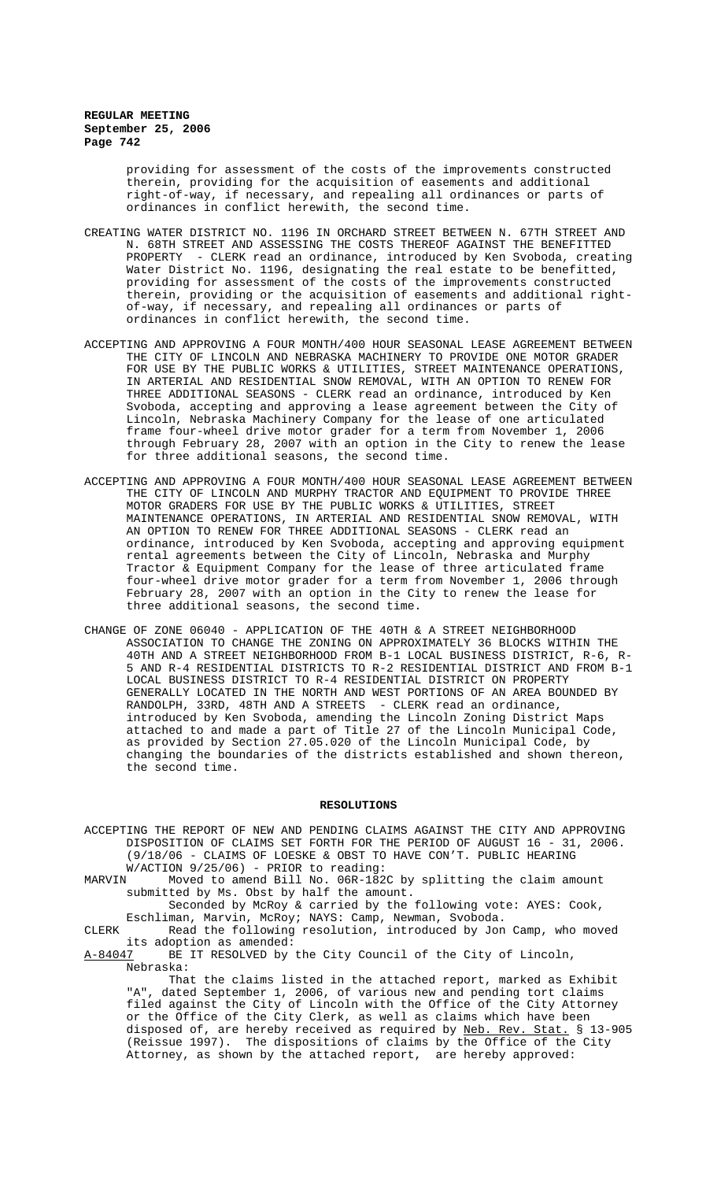providing for assessment of the costs of the improvements constructed therein, providing for the acquisition of easements and additional right-of-way, if necessary, and repealing all ordinances or parts of ordinances in conflict herewith, the second time.

CREATING WATER DISTRICT NO. 1196 IN ORCHARD STREET BETWEEN N. 67TH STREET AND N. 68TH STREET AND ASSESSING THE COSTS THEREOF AGAINST THE BENEFITTED PROPERTY - CLERK read an ordinance, introduced by Ken Svoboda, creating Water District No. 1196, designating the real estate to be benefitted, providing for assessment of the costs of the improvements constructed therein, providing or the acquisition of easements and additional right-of-way, if necessary, and repealing all ordinances or parts of ordinances in conflict herewith, the second time.

ACCEPTING AND APPROVING A FOUR MONTH/400 HOUR SEASONAL LEASE AGREEMENT BETWEEN THE CITY OF LINCOLN AND NEBRASKA MACHINERY TO PROVIDE ONE MOTOR GRADER FOR USE BY THE PUBLIC WORKS & UTILITIES, STREET MAINTENANCE OPERATIONS, IN ARTERIAL AND RESIDENTIAL SNOW REMOVAL, WITH AN OPTION TO RENEW FOR THREE ADDITIONAL SEASONS - CLERK read an ordinance, introduced by Ken Svoboda, accepting and approving a lease agreement between the City of Lincoln, Nebraska Machinery Company for the lease of one articulated frame four-wheel drive motor grader for a term from November 1, 2006 through February 28, 2007 with an option in the City to renew the lease for three additional seasons, the second time.

ACCEPTING AND APPROVING A FOUR MONTH/400 HOUR SEASONAL LEASE AGREEMENT BETWEEN THE CITY OF LINCOLN AND MURPHY TRACTOR AND EQUIPMENT TO PROVIDE THREE MOTOR GRADERS FOR USE BY THE PUBLIC WORKS & UTILITIES, STREET MAINTENANCE OPERATIONS, IN ARTERIAL AND RESIDENTIAL SNOW REMOVAL, WITH AN OPTION TO RENEW FOR THREE ADDITIONAL SEASONS - CLERK read an ordinance, introduced by Ken Svoboda, accepting and approving equipment rental agreements between the City of Lincoln, Nebraska and Murphy Tractor & Equipment Company for the lease of three articulated frame four-wheel drive motor grader for a term from November 1, 2006 through February 28, 2007 with an option in the City to renew the lease for three additional seasons, the second time.

CHANGE OF ZONE 06040 - APPLICATION OF THE 40TH & A STREET NEIGHBORHOOD ASSOCIATION TO CHANGE THE ZONING ON APPROXIMATELY 36 BLOCKS WITHIN THE 40TH AND A STREET NEIGHBORHOOD FROM B-1 LOCAL BUSINESS DISTRICT, R-6, R-5 AND R-4 RESIDENTIAL DISTRICTS TO R-2 RESIDENTIAL DISTRICT AND FROM B-1 LOCAL BUSINESS DISTRICT TO R-4 RESIDENTIAL DISTRICT ON PROPERTY GENERALLY LOCATED IN THE NORTH AND WEST PORTIONS OF AN AREA BOUNDED BY RANDOLPH, 33RD, 48TH AND A STREETS - CLERK read an ordinance, introduced by Ken Svoboda, amending the Lincoln Zoning District Maps attached to and made a part of Title 27 of the Lincoln Municipal Code, as provided by Section 27.05.020 of the Lincoln Municipal Code, by changing the boundaries of the districts established and shown thereon, the second time.

## RESOLUTIONS

ACCEPTING THE REPORT OF NEW AND PENDING CLAIMS AGAINST THE CITY AND APPROVING DISPOSITION OF CLAIMS SET FORTH FOR THE PERIOD OF AUGUST 16 - 31, 2006. (9/18/06 - CLAIMS OF LOESKE & OBST TO HAVE CON'T. PUBLIC HEARING W/ACTION 9/25/06) - PRIOR to reading:

MARVIN Moved to amend Bill No. 06R-182C by splitting the claim amount submitted by Ms. Obst by half the amount.

Seconded by McRoy & carried by the following vote: AYES: Cook, Eschliman, Marvin, McRoy; NAYS: Camp, Newman, Svoboda.

CLERK Read the following resolution, introduced by Jon Camp, who moved its adoption as amended:

A-84047 BE IT RESOLVED by the City Council of the City of Lincoln, Nebraska:

That the claims listed in the attached report, marked as Exhibit "A", dated September 1, 2006, of various new and pending tort claims filed against the City of Lincoln with the Office of the City Attorney or the Office of the City Clerk, as well as claims which have been disposed of, are hereby received as required by Neb. Rev. Stat. § 13-905 (Reissue 1997). The dispositions of claims by the Office of the City Attorney, as shown by the attached report, are hereby approved: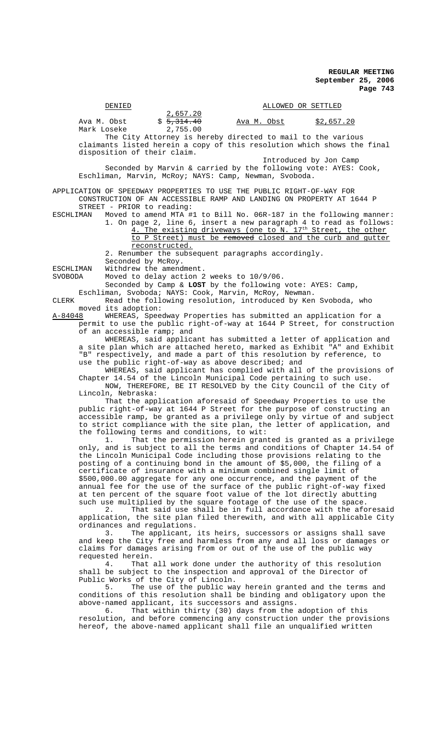| DENIED | | ALLOWED OR SETTLED | |
|---|---|---|---|
| | 2,657.20 | | |
| Ava M. Obst | $ ~~5,314.40~~ | Ava M. Obst | $2,657.20 |
| Mark Loseke | 2,755.00 | | |

The City Attorney is hereby directed to mail to the various claimants listed herein a copy of this resolution which shows the final disposition of their claim.

Introduced by Jon Camp

Seconded by Marvin & carried by the following vote: AYES: Cook, Eschliman, Marvin, McRoy; NAYS: Camp, Newman, Svoboda.

APPLICATION OF SPEEDWAY PROPERTIES TO USE THE PUBLIC RIGHT-OF-WAY FOR CONSTRUCTION OF AN ACCESSIBLE RAMP AND LANDING ON PROPERTY AT 1644 P STREET - PRIOR to reading:

ESCHLIMAN Moved to amend MTA #1 to Bill No. 06R-187 in the following manner:

1. On page 2, line 6, insert a new paragraph 4 to read as follows: 4. The existing driveways (one to N. 17th Street, the other to P Street) must be ~~removed~~ closed and the curb and gutter reconstructed.

2. Renumber the subsequent paragraphs accordingly.

Seconded by McRoy.

ESCHLIMAN Withdrew the amendment.

SVOBODA Moved to delay action 2 weeks to 10/9/06.

Seconded by Camp & **LOST** by the following vote: AYES: Camp, Eschliman, Svoboda; NAYS: Cook, Marvin, McRoy, Newman.

CLERK Read the following resolution, introduced by Ken Svoboda, who moved its adoption:

A-84048 WHEREAS, Speedway Properties has submitted an application for a permit to use the public right-of-way at 1644 P Street, for construction of an accessible ramp; and

WHEREAS, said applicant has submitted a letter of application and a site plan which are attached hereto, marked as Exhibit "A" and Exhibit "B" respectively, and made a part of this resolution by reference, to use the public right-of-way as above described; and

WHEREAS, said applicant has complied with all of the provisions of Chapter 14.54 of the Lincoln Municipal Code pertaining to such use.

NOW, THEREFORE, BE IT RESOLVED by the City Council of the City of Lincoln, Nebraska:

That the application aforesaid of Speedway Properties to use the public right-of-way at 1644 P Street for the purpose of constructing an accessible ramp, be granted as a privilege only by virtue of and subject to strict compliance with the site plan, the letter of application, and the following terms and conditions, to wit:

1. That the permission herein granted is granted as a privilege only, and is subject to all the terms and conditions of Chapter 14.54 of the Lincoln Municipal Code including those provisions relating to the posting of a continuing bond in the amount of $5,000, the filing of a certificate of insurance with a minimum combined single limit of $500,000.00 aggregate for any one occurrence, and the payment of the annual fee for the use of the surface of the public right-of-way fixed at ten percent of the square foot value of the lot directly abutting such use multiplied by the square footage of the use of the space.

2. That said use shall be in full accordance with the aforesaid application, the site plan filed therewith, and with all applicable City ordinances and regulations.

3. The applicant, its heirs, successors or assigns shall save and keep the City free and harmless from any and all loss or damages or claims for damages arising from or out of the use of the public way requested herein.

4. That all work done under the authority of this resolution shall be subject to the inspection and approval of the Director of Public Works of the City of Lincoln.

5. The use of the public way herein granted and the terms and conditions of this resolution shall be binding and obligatory upon the above-named applicant, its successors and assigns.

6. That within thirty (30) days from the adoption of this resolution, and before commencing any construction under the provisions hereof, the above-named applicant shall file an unqualified written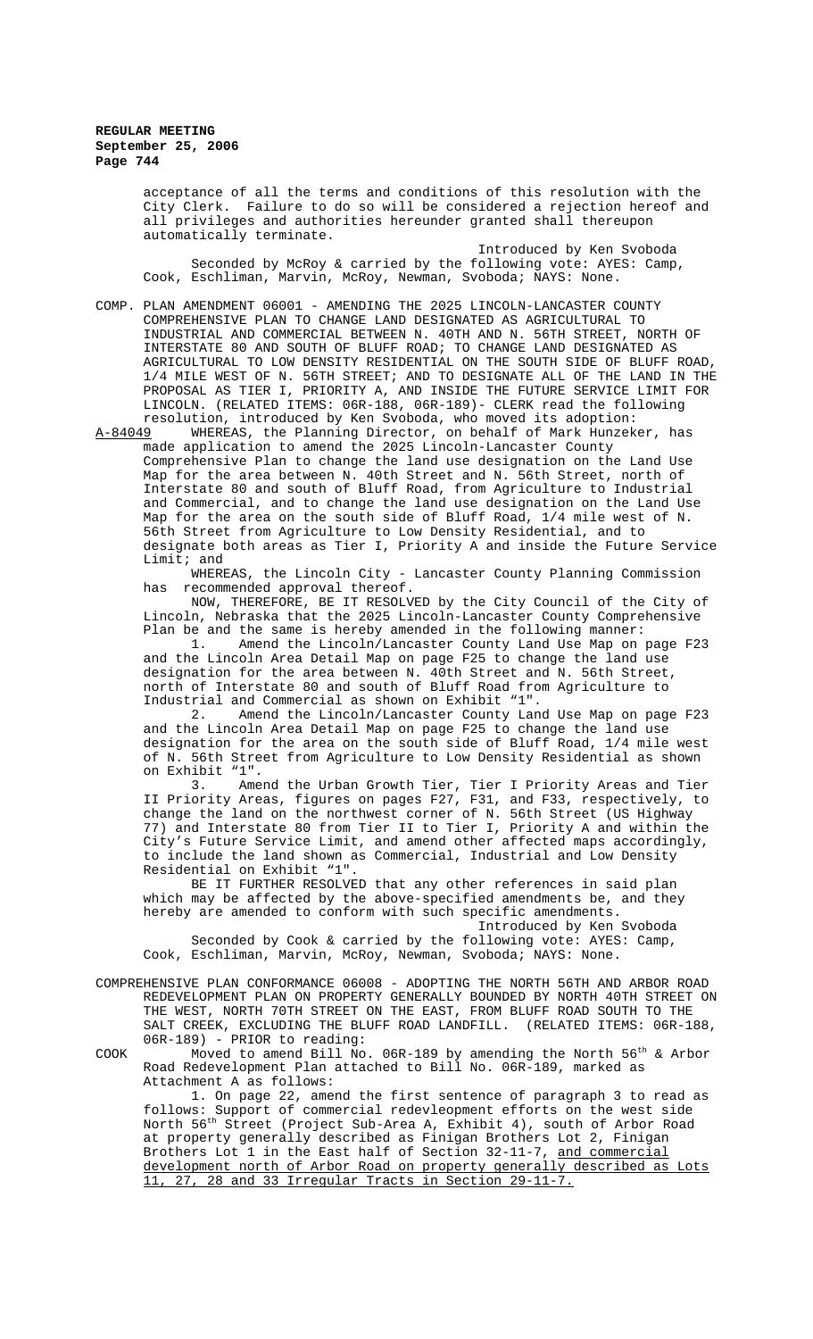acceptance of all the terms and conditions of this resolution with the City Clerk. Failure to do so will be considered a rejection hereof and all privileges and authorities hereunder granted shall thereupon automatically terminate.

Introduced by Ken Svoboda

Seconded by McRoy & carried by the following vote: AYES: Camp, Cook, Eschliman, Marvin, McRoy, Newman, Svoboda; NAYS: None.

COMP. PLAN AMENDMENT 06001 - AMENDING THE 2025 LINCOLN-LANCASTER COUNTY COMPREHENSIVE PLAN TO CHANGE LAND DESIGNATED AS AGRICULTURAL TO INDUSTRIAL AND COMMERCIAL BETWEEN N. 40TH AND N. 56TH STREET, NORTH OF INTERSTATE 80 AND SOUTH OF BLUFF ROAD; TO CHANGE LAND DESIGNATED AS AGRICULTURAL TO LOW DENSITY RESIDENTIAL ON THE SOUTH SIDE OF BLUFF ROAD, 1/4 MILE WEST OF N. 56TH STREET; AND TO DESIGNATE ALL OF THE LAND IN THE PROPOSAL AS TIER I, PRIORITY A, AND INSIDE THE FUTURE SERVICE LIMIT FOR LINCOLN. (RELATED ITEMS: 06R-188, 06R-189)- CLERK read the following resolution, introduced by Ken Svoboda, who moved its adoption:

A-84049 WHEREAS, the Planning Director, on behalf of Mark Hunzeker, has made application to amend the 2025 Lincoln-Lancaster County Comprehensive Plan to change the land use designation on the Land Use Map for the area between N. 40th Street and N. 56th Street, north of Interstate 80 and south of Bluff Road, from Agriculture to Industrial and Commercial, and to change the land use designation on the Land Use Map for the area on the south side of Bluff Road, 1/4 mile west of N. 56th Street from Agriculture to Low Density Residential, and to designate both areas as Tier I, Priority A and inside the Future Service Limit; and

WHEREAS, the Lincoln City - Lancaster County Planning Commission has recommended approval thereof.

NOW, THEREFORE, BE IT RESOLVED by the City Council of the City of Lincoln, Nebraska that the 2025 Lincoln-Lancaster County Comprehensive Plan be and the same is hereby amended in the following manner:

1. Amend the Lincoln/Lancaster County Land Use Map on page F23 and the Lincoln Area Detail Map on page F25 to change the land use designation for the area between N. 40th Street and N. 56th Street, north of Interstate 80 and south of Bluff Road from Agriculture to Industrial and Commercial as shown on Exhibit "1".

2. Amend the Lincoln/Lancaster County Land Use Map on page F23 and the Lincoln Area Detail Map on page F25 to change the land use designation for the area on the south side of Bluff Road, 1/4 mile west of N. 56th Street from Agriculture to Low Density Residential as shown on Exhibit "1".

3. Amend the Urban Growth Tier, Tier I Priority Areas and Tier II Priority Areas, figures on pages F27, F31, and F33, respectively, to change the land on the northwest corner of N. 56th Street (US Highway 77) and Interstate 80 from Tier II to Tier I, Priority A and within the City's Future Service Limit, and amend other affected maps accordingly, to include the land shown as Commercial, Industrial and Low Density Residential on Exhibit "1".

BE IT FURTHER RESOLVED that any other references in said plan which may be affected by the above-specified amendments be, and they hereby are amended to conform with such specific amendments.

Introduced by Ken Svoboda

Seconded by Cook & carried by the following vote: AYES: Camp, Cook, Eschliman, Marvin, McRoy, Newman, Svoboda; NAYS: None.

COMPREHENSIVE PLAN CONFORMANCE 06008 - ADOPTING THE NORTH 56TH AND ARBOR ROAD REDEVELOPMENT PLAN ON PROPERTY GENERALLY BOUNDED BY NORTH 40TH STREET ON THE WEST, NORTH 70TH STREET ON THE EAST, FROM BLUFF ROAD SOUTH TO THE SALT CREEK, EXCLUDING THE BLUFF ROAD LANDFILL. (RELATED ITEMS: 06R-188, 06R-189) - PRIOR to reading:

COOK Moved to amend Bill No. 06R-189 by amending the North 56th & Arbor Road Redevelopment Plan attached to Bill No. 06R-189, marked as Attachment A as follows:

1. On page 22, amend the first sentence of paragraph 3 to read as follows: Support of commercial redevleopment efforts on the west side North 56th Street (Project Sub-Area A, Exhibit 4), south of Arbor Road at property generally described as Finigan Brothers Lot 2, Finigan Brothers Lot 1 in the East half of Section 32-11-7, <u>and commercial development north of Arbor Road on property generally described as Lots 11, 27, 28 and 33 Irregular Tracts in Section 29-11-7.</u>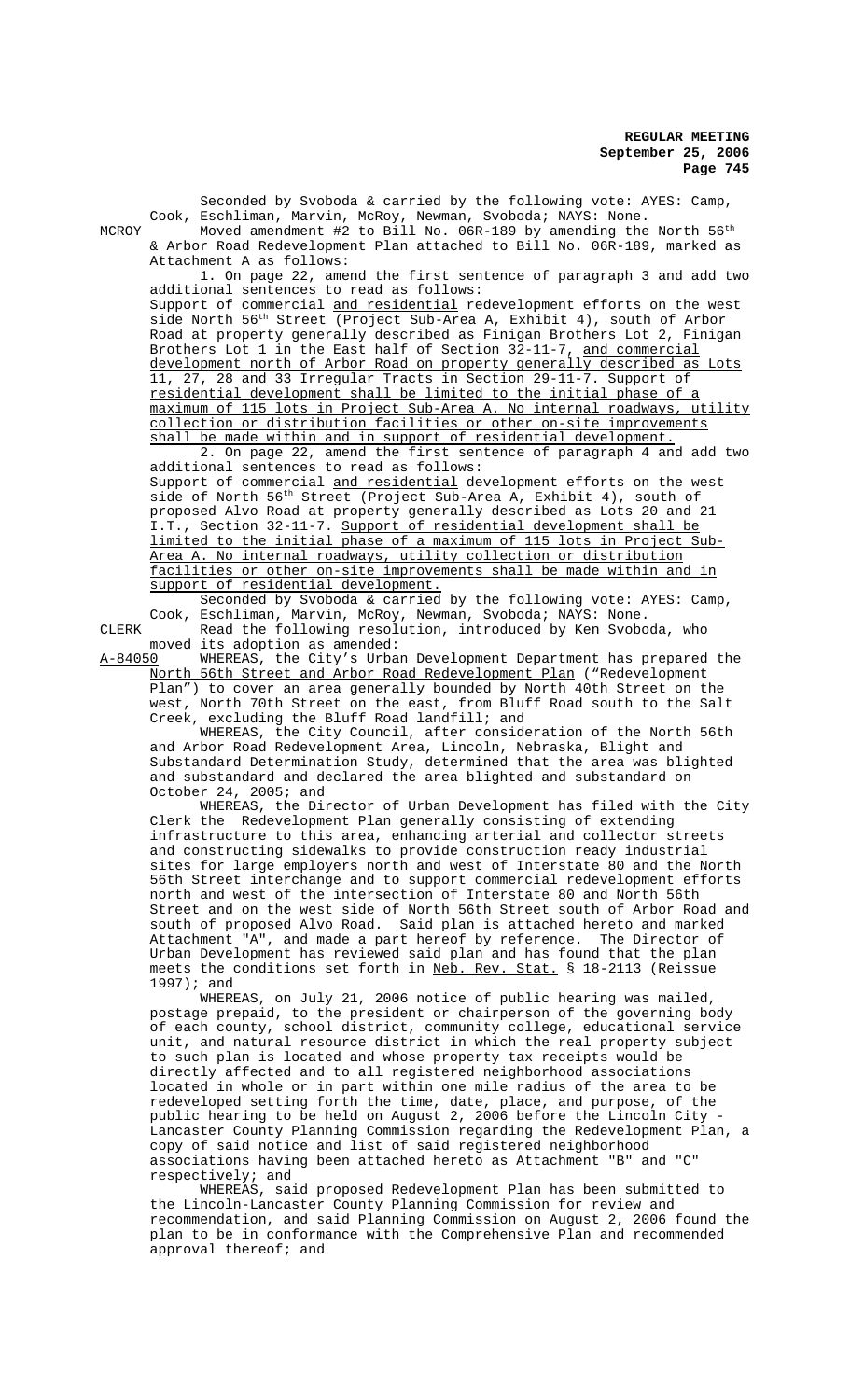Seconded by Svoboda & carried by the following vote: AYES: Camp, Cook, Eschliman, Marvin, McRoy, Newman, Svoboda; NAYS: None.

MCROY Moved amendment #2 to Bill No. 06R-189 by amending the North 56th & Arbor Road Redevelopment Plan attached to Bill No. 06R-189, marked as Attachment A as follows:

1. On page 22, amend the first sentence of paragraph 3 and add two additional sentences to read as follows:

Support of commercial and residential redevelopment efforts on the west side North 56th Street (Project Sub-Area A, Exhibit 4), south of Arbor Road at property generally described as Finigan Brothers Lot 2, Finigan Brothers Lot 1 in the East half of Section 32-11-7, and commercial development north of Arbor Road on property generally described as Lots 11, 27, 28 and 33 Irregular Tracts in Section 29-11-7. Support of residential development shall be limited to the initial phase of a maximum of 115 lots in Project Sub-Area A. No internal roadways, utility collection or distribution facilities or other on-site improvements shall be made within and in support of residential development.

2. On page 22, amend the first sentence of paragraph 4 and add two additional sentences to read as follows:

Support of commercial and residential development efforts on the west side of North 56th Street (Project Sub-Area A, Exhibit 4), south of proposed Alvo Road at property generally described as Lots 20 and 21 I.T., Section 32-11-7. Support of residential development shall be limited to the initial phase of a maximum of 115 lots in Project Sub-Area A. No internal roadways, utility collection or distribution facilities or other on-site improvements shall be made within and in support of residential development.

Seconded by Svoboda & carried by the following vote: AYES: Camp, Cook, Eschliman, Marvin, McRoy, Newman, Svoboda; NAYS: None.

CLERK Read the following resolution, introduced by Ken Svoboda, who moved its adoption as amended:

A-84050 WHEREAS, the City's Urban Development Department has prepared the North 56th Street and Arbor Road Redevelopment Plan ("Redevelopment Plan") to cover an area generally bounded by North 40th Street on the west, North 70th Street on the east, from Bluff Road south to the Salt Creek, excluding the Bluff Road landfill; and

WHEREAS, the City Council, after consideration of the North 56th and Arbor Road Redevelopment Area, Lincoln, Nebraska, Blight and Substandard Determination Study, determined that the area was blighted and substandard and declared the area blighted and substandard on October 24, 2005; and

WHEREAS, the Director of Urban Development has filed with the City Clerk the Redevelopment Plan generally consisting of extending infrastructure to this area, enhancing arterial and collector streets and constructing sidewalks to provide construction ready industrial sites for large employers north and west of Interstate 80 and the North 56th Street interchange and to support commercial redevelopment efforts north and west of the intersection of Interstate 80 and North 56th Street and on the west side of North 56th Street south of Arbor Road and south of proposed Alvo Road. Said plan is attached hereto and marked Attachment "A", and made a part hereof by reference. The Director of Urban Development has reviewed said plan and has found that the plan meets the conditions set forth in Neb. Rev. Stat. § 18-2113 (Reissue 1997); and

WHEREAS, on July 21, 2006 notice of public hearing was mailed, postage prepaid, to the president or chairperson of the governing body of each county, school district, community college, educational service unit, and natural resource district in which the real property subject to such plan is located and whose property tax receipts would be directly affected and to all registered neighborhood associations located in whole or in part within one mile radius of the area to be redeveloped setting forth the time, date, place, and purpose, of the public hearing to be held on August 2, 2006 before the Lincoln City - Lancaster County Planning Commission regarding the Redevelopment Plan, a copy of said notice and list of said registered neighborhood associations having been attached hereto as Attachment "B" and "C" respectively; and

WHEREAS, said proposed Redevelopment Plan has been submitted to the Lincoln-Lancaster County Planning Commission for review and recommendation, and said Planning Commission on August 2, 2006 found the plan to be in conformance with the Comprehensive Plan and recommended approval thereof; and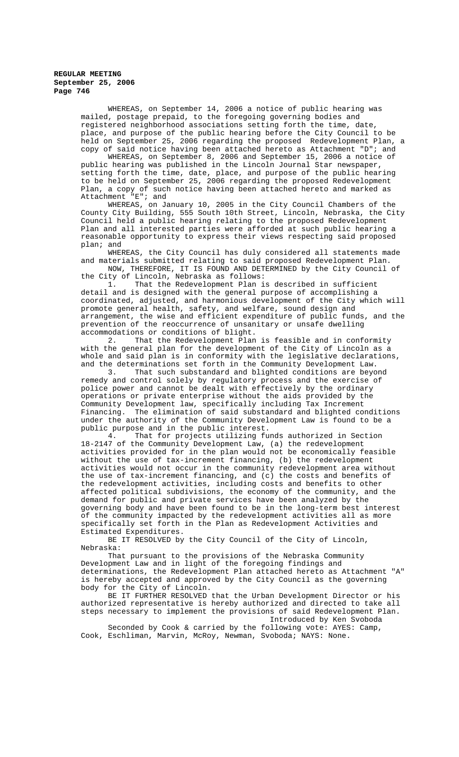WHEREAS, on September 14, 2006 a notice of public hearing was mailed, postage prepaid, to the foregoing governing bodies and registered neighborhood associations setting forth the time, date, place, and purpose of the public hearing before the City Council to be held on September 25, 2006 regarding the proposed Redevelopment Plan, a copy of said notice having been attached hereto as Attachment "D"; and

WHEREAS, on September 8, 2006 and September 15, 2006 a notice of public hearing was published in the Lincoln Journal Star newspaper, setting forth the time, date, place, and purpose of the public hearing to be held on September 25, 2006 regarding the proposed Redevelopment Plan, a copy of such notice having been attached hereto and marked as Attachment "E"; and

WHEREAS, on January 10, 2005 in the City Council Chambers of the County City Building, 555 South 10th Street, Lincoln, Nebraska, the City Council held a public hearing relating to the proposed Redevelopment Plan and all interested parties were afforded at such public hearing a reasonable opportunity to express their views respecting said proposed plan; and

WHEREAS, the City Council has duly considered all statements made and materials submitted relating to said proposed Redevelopment Plan.

NOW, THEREFORE, IT IS FOUND AND DETERMINED by the City Council of the City of Lincoln, Nebraska as follows:

1. That the Redevelopment Plan is described in sufficient detail and is designed with the general purpose of accomplishing a coordinated, adjusted, and harmonious development of the City which will promote general health, safety, and welfare, sound design and arrangement, the wise and efficient expenditure of public funds, and the prevention of the reoccurrence of unsanitary or unsafe dwelling accommodations or conditions of blight.

2. That the Redevelopment Plan is feasible and in conformity with the general plan for the development of the City of Lincoln as a whole and said plan is in conformity with the legislative declarations, and the determinations set forth in the Community Development Law.

3. That such substandard and blighted conditions are beyond remedy and control solely by regulatory process and the exercise of police power and cannot be dealt with effectively by the ordinary operations or private enterprise without the aids provided by the Community Development law, specifically including Tax Increment Financing. The elimination of said substandard and blighted conditions under the authority of the Community Development Law is found to be a public purpose and in the public interest.

4. That for projects utilizing funds authorized in Section 18-2147 of the Community Development Law, (a) the redevelopment activities provided for in the plan would not be economically feasible without the use of tax-increment financing, (b) the redevelopment activities would not occur in the community redevelopment area without the use of tax-increment financing, and (c) the costs and benefits of the redevelopment activities, including costs and benefits to other affected political subdivisions, the economy of the community, and the demand for public and private services have been analyzed by the governing body and have been found to be in the long-term best interest of the community impacted by the redevelopment activities all as more specifically set forth in the Plan as Redevelopment Activities and Estimated Expenditures.

BE IT RESOLVED by the City Council of the City of Lincoln, Nebraska:

That pursuant to the provisions of the Nebraska Community Development Law and in light of the foregoing findings and determinations, the Redevelopment Plan attached hereto as Attachment "A" is hereby accepted and approved by the City Council as the governing body for the City of Lincoln.

BE IT FURTHER RESOLVED that the Urban Development Director or his authorized representative is hereby authorized and directed to take all steps necessary to implement the provisions of said Redevelopment Plan.

Introduced by Ken Svoboda

Seconded by Cook & carried by the following vote: AYES: Camp, Cook, Eschliman, Marvin, McRoy, Newman, Svoboda; NAYS: None.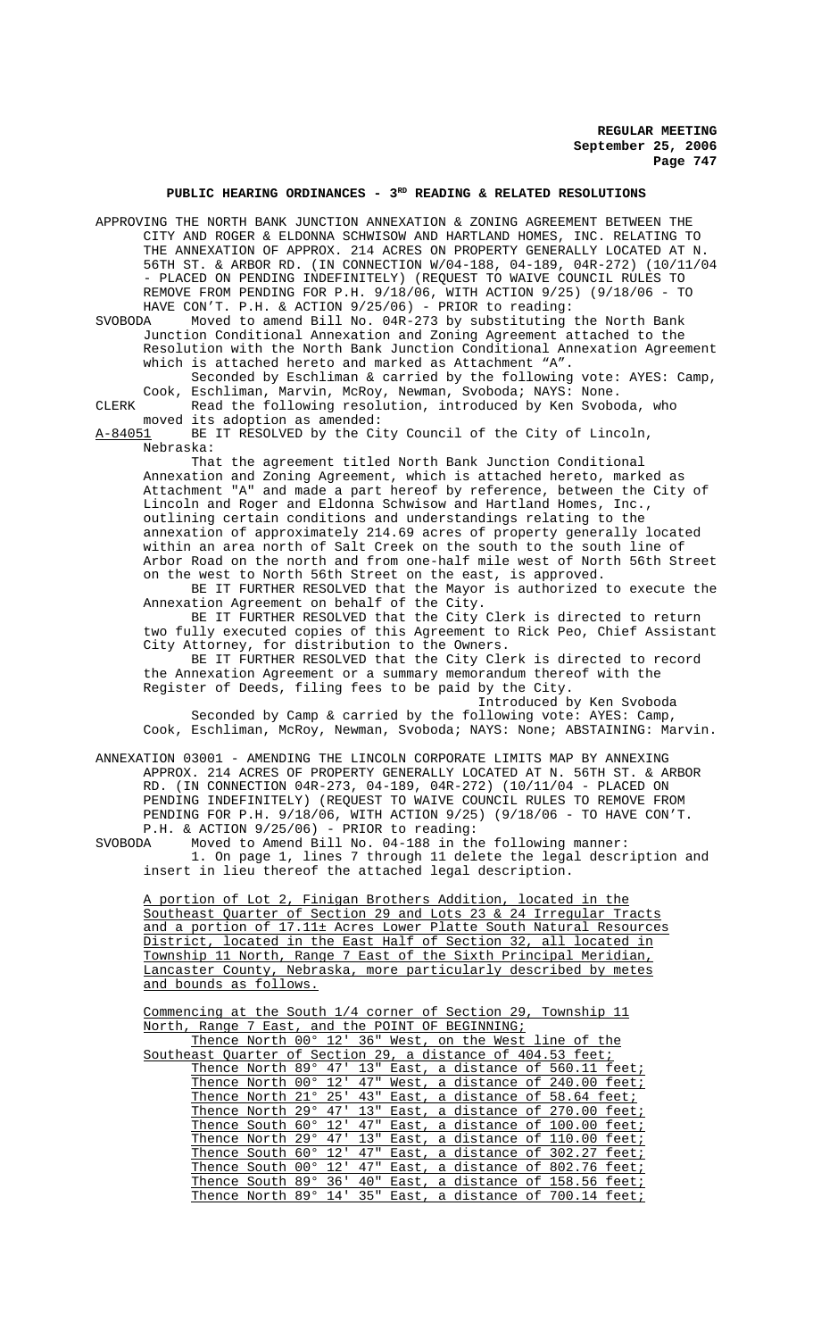## PUBLIC HEARING ORDINANCES - 3RD READING & RELATED RESOLUTIONS

APPROVING THE NORTH BANK JUNCTION ANNEXATION & ZONING AGREEMENT BETWEEN THE CITY AND ROGER & ELDONNA SCHWISOW AND HARTLAND HOMES, INC. RELATING TO THE ANNEXATION OF APPROX. 214 ACRES ON PROPERTY GENERALLY LOCATED AT N. 56TH ST. & ARBOR RD. (IN CONNECTION W/04-188, 04-189, 04R-272) (10/11/04 - PLACED ON PENDING INDEFINITELY) (REQUEST TO WAIVE COUNCIL RULES TO REMOVE FROM PENDING FOR P.H. 9/18/06, WITH ACTION 9/25) (9/18/06 - TO HAVE CON'T. P.H. & ACTION 9/25/06) - PRIOR to reading:

SVOBODA Moved to amend Bill No. 04R-273 by substituting the North Bank Junction Conditional Annexation and Zoning Agreement attached to the Resolution with the North Bank Junction Conditional Annexation Agreement which is attached hereto and marked as Attachment "A".

Seconded by Eschliman & carried by the following vote: AYES: Camp, Cook, Eschliman, Marvin, McRoy, Newman, Svoboda; NAYS: None.

CLERK Read the following resolution, introduced by Ken Svoboda, who moved its adoption as amended:

A-84051 BE IT RESOLVED by the City Council of the City of Lincoln, Nebraska:

That the agreement titled North Bank Junction Conditional Annexation and Zoning Agreement, which is attached hereto, marked as Attachment "A" and made a part hereof by reference, between the City of Lincoln and Roger and Eldonna Schwisow and Hartland Homes, Inc., outlining certain conditions and understandings relating to the annexation of approximately 214.69 acres of property generally located within an area north of Salt Creek on the south to the south line of Arbor Road on the north and from one-half mile west of North 56th Street on the west to North 56th Street on the east, is approved.

BE IT FURTHER RESOLVED that the Mayor is authorized to execute the Annexation Agreement on behalf of the City.

BE IT FURTHER RESOLVED that the City Clerk is directed to return two fully executed copies of this Agreement to Rick Peo, Chief Assistant City Attorney, for distribution to the Owners.

BE IT FURTHER RESOLVED that the City Clerk is directed to record the Annexation Agreement or a summary memorandum thereof with the Register of Deeds, filing fees to be paid by the City.

Introduced by Ken Svoboda

Seconded by Camp & carried by the following vote: AYES: Camp, Cook, Eschliman, McRoy, Newman, Svoboda; NAYS: None; ABSTAINING: Marvin.

ANNEXATION 03001 - AMENDING THE LINCOLN CORPORATE LIMITS MAP BY ANNEXING APPROX. 214 ACRES OF PROPERTY GENERALLY LOCATED AT N. 56TH ST. & ARBOR RD. (IN CONNECTION 04R-273, 04-189, 04R-272) (10/11/04 - PLACED ON PENDING INDEFINITELY) (REQUEST TO WAIVE COUNCIL RULES TO REMOVE FROM PENDING FOR P.H. 9/18/06, WITH ACTION 9/25) (9/18/06 - TO HAVE CON'T. P.H. & ACTION 9/25/06) - PRIOR to reading:

SVOBODA Moved to Amend Bill No. 04-188 in the following manner:

1. On page 1, lines 7 through 11 delete the legal description and insert in lieu thereof the attached legal description.

A portion of Lot 2, Finigan Brothers Addition, located in the Southeast Quarter of Section 29 and Lots 23 & 24 Irregular Tracts and a portion of 17.11± Acres Lower Platte South Natural Resources District, located in the East Half of Section 32, all located in Township 11 North, Range 7 East of the Sixth Principal Meridian, Lancaster County, Nebraska, more particularly described by metes and bounds as follows.

Commencing at the South 1/4 corner of Section 29, Township 11 North, Range 7 East, and the POINT OF BEGINNING;

Thence North 00° 12' 36" West, on the West line of the Southeast Quarter of Section 29, a distance of 404.53 feet;
Thence North 89° 47' 13" East, a distance of 560.11 feet;
Thence North 00° 12' 47" West, a distance of 240.00 feet;
Thence North 21° 25' 43" East, a distance of 58.64 feet;
Thence North 29° 47' 13" East, a distance of 270.00 feet;
Thence South 60° 12' 47" East, a distance of 100.00 feet;
Thence North 29° 47' 13" East, a distance of 110.00 feet;
Thence South 60° 12' 47" East, a distance of 302.27 feet;
Thence South 00° 12' 47" East, a distance of 802.76 feet;
Thence South 89° 36' 40" East, a distance of 158.56 feet;
Thence North 89° 14' 35" East, a distance of 700.14 feet;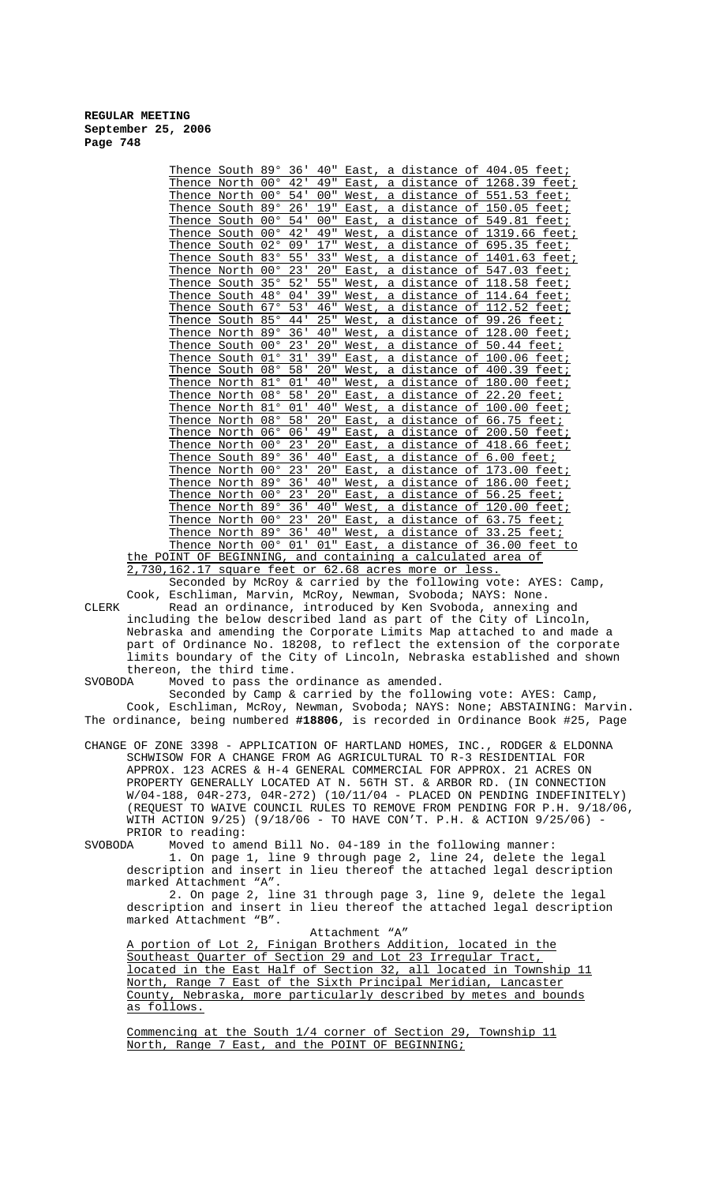Thence South 89° 36' 40" East, a distance of 404.05 feet;
Thence North 00° 42' 49" East, a distance of 1268.39 feet;
Thence North 00° 54' 00" West, a distance of 551.53 feet;
Thence South 89° 26' 19" East, a distance of 150.05 feet;
Thence South 00° 54' 00" East, a distance of 549.81 feet;
Thence South 00° 42' 49" West, a distance of 1319.66 feet;
Thence South 02° 09' 17" West, a distance of 695.35 feet;
Thence South 83° 55' 33" West, a distance of 1401.63 feet;
Thence North 00° 23' 20" East, a distance of 547.03 feet;
Thence South 35° 52' 55" West, a distance of 118.58 feet;
Thence South 48° 04' 39" West, a distance of 114.64 feet;
Thence South 67° 53' 46" West, a distance of 112.52 feet;
Thence South 85° 44' 25" West, a distance of 99.26 feet;
Thence North 89° 36' 40" West, a distance of 128.00 feet;
Thence South 00° 23' 20" West, a distance of 50.44 feet;
Thence South 01° 31' 39" East, a distance of 100.06 feet;
Thence South 08° 58' 20" West, a distance of 400.39 feet;
Thence North 81° 01' 40" West, a distance of 180.00 feet;
Thence North 08° 58' 20" East, a distance of 22.20 feet;
Thence North 81° 01' 40" West, a distance of 100.00 feet;
Thence North 08° 58' 20" East, a distance of 66.75 feet;
Thence North 06° 06' 49" East, a distance of 200.50 feet;
Thence North 00° 23' 20" East, a distance of 418.66 feet;
Thence South 89° 36' 40" East, a distance of 6.00 feet;
Thence North 00° 23' 20" East, a distance of 173.00 feet;
Thence North 89° 36' 40" West, a distance of 186.00 feet;
Thence North 00° 23' 20" East, a distance of 56.25 feet;
Thence North 89° 36' 40" West, a distance of 120.00 feet;
Thence North 00° 23' 20" East, a distance of 63.75 feet;
Thence North 89° 36' 40" West, a distance of 33.25 feet;
Thence North 00° 01' 01" East, a distance of 36.00 feet to the POINT OF BEGINNING, and containing a calculated area of 2,730,162.17 square feet or 62.68 acres more or less.

Seconded by McRoy & carried by the following vote: AYES: Camp, Cook, Eschliman, Marvin, McRoy, Newman, Svoboda; NAYS: None.

CLERK Read an ordinance, introduced by Ken Svoboda, annexing and including the below described land as part of the City of Lincoln, Nebraska and amending the Corporate Limits Map attached to and made a part of Ordinance No. 18208, to reflect the extension of the corporate limits boundary of the City of Lincoln, Nebraska established and shown thereon, the third time.

SVOBODA Moved to pass the ordinance as amended.

Seconded by Camp & carried by the following vote: AYES: Camp, Cook, Eschliman, McRoy, Newman, Svoboda; NAYS: None; ABSTAINING: Marvin.

The ordinance, being numbered **#18806**, is recorded in Ordinance Book #25, Page

CHANGE OF ZONE 3398 - APPLICATION OF HARTLAND HOMES, INC., RODGER & ELDONNA SCHWISOW FOR A CHANGE FROM AG AGRICULTURAL TO R-3 RESIDENTIAL FOR APPROX. 123 ACRES & H-4 GENERAL COMMERCIAL FOR APPROX. 21 ACRES ON PROPERTY GENERALLY LOCATED AT N. 56TH ST. & ARBOR RD. (IN CONNECTION W/04-188, 04R-273, 04R-272) (10/11/04 - PLACED ON PENDING INDEFINITELY) (REQUEST TO WAIVE COUNCIL RULES TO REMOVE FROM PENDING FOR P.H. 9/18/06, WITH ACTION 9/25) (9/18/06 - TO HAVE CON'T. P.H. & ACTION 9/25/06) - PRIOR to reading:

SVOBODA Moved to amend Bill No. 04-189 in the following manner:

1. On page 1, line 9 through page 2, line 24, delete the legal description and insert in lieu thereof the attached legal description marked Attachment "A".

2. On page 2, line 31 through page 3, line 9, delete the legal description and insert in lieu thereof the attached legal description marked Attachment "B".

Attachment "A"

A portion of Lot 2, Finigan Brothers Addition, located in the Southeast Quarter of Section 29 and Lot 23 Irregular Tract, located in the East Half of Section 32, all located in Township 11 North, Range 7 East of the Sixth Principal Meridian, Lancaster County, Nebraska, more particularly described by metes and bounds as follows.

Commencing at the South 1/4 corner of Section 29, Township 11 North, Range 7 East, and the POINT OF BEGINNING;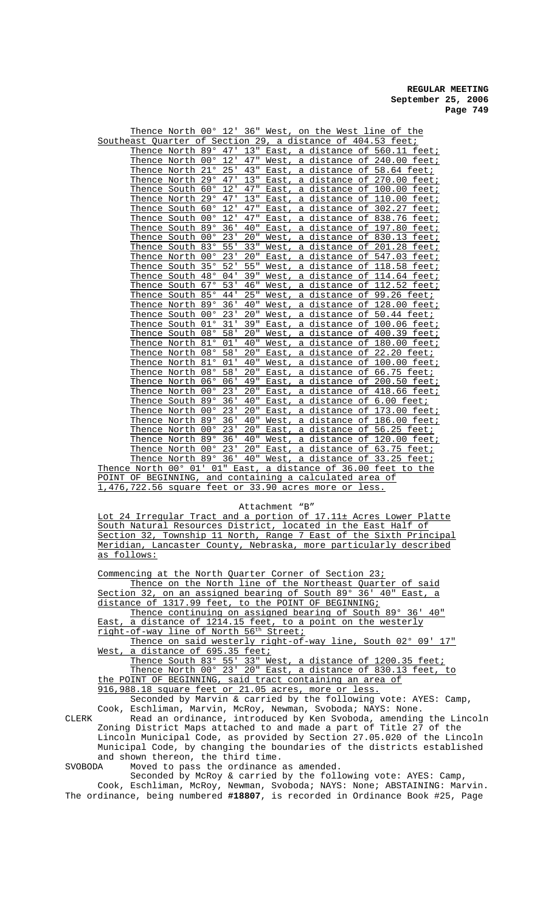Thence North 00° 12' 36" West, on the West line of the Southeast Quarter of Section 29, a distance of 404.53 feet;

Thence North 89° 47' 13" East, a distance of 560.11 feet;
Thence North 00° 12' 47" West, a distance of 240.00 feet;
Thence North 21° 25' 43" East, a distance of 58.64 feet;
Thence North 29° 47' 13" East, a distance of 270.00 feet;
Thence South 60° 12' 47" East, a distance of 100.00 feet;
Thence North 29° 47' 13" East, a distance of 110.00 feet;
Thence South 60° 12' 47" East, a distance of 302.27 feet;
Thence South 00° 12' 47" East, a distance of 838.76 feet;
Thence South 89° 36' 40" East, a distance of 197.80 feet;
Thence South 00° 23' 20" West, a distance of 830.13 feet;
Thence South 83° 55' 33" West, a distance of 201.28 feet;
Thence North 00° 23' 20" East, a distance of 547.03 feet;
Thence South 35° 52' 55" West, a distance of 118.58 feet;
Thence South 48° 04' 39" West, a distance of 114.64 feet;
Thence South 67° 53' 46" West, a distance of 112.52 feet;
Thence South 85° 44' 25" West, a distance of 99.26 feet;
Thence North 89° 36' 40" West, a distance of 128.00 feet;
Thence South 00° 23' 20" West, a distance of 50.44 feet;
Thence South 01° 31' 39" East, a distance of 100.06 feet;
Thence South 08° 58' 20" West, a distance of 400.39 feet;
Thence North 81° 01' 40" West, a distance of 180.00 feet;
Thence North 08° 58' 20" East, a distance of 22.20 feet;
Thence North 81° 01' 40" West, a distance of 100.00 feet;
Thence North 08° 58' 20" East, a distance of 66.75 feet;
Thence North 06° 06' 49" East, a distance of 200.50 feet;
Thence North 00° 23' 20" East, a distance of 418.66 feet;
Thence South 89° 36' 40" East, a distance of 6.00 feet;
Thence North 00° 23' 20" East, a distance of 173.00 feet;
Thence North 89° 36' 40" West, a distance of 186.00 feet;
Thence North 00° 23' 20" East, a distance of 56.25 feet;
Thence North 89° 36' 40" West, a distance of 120.00 feet;
Thence North 00° 23' 20" East, a distance of 63.75 feet;
Thence North 89° 36' 40" West, a distance of 33.25 feet;

Thence North 00° 01' 01" East, a distance of 36.00 feet to the POINT OF BEGINNING, and containing a calculated area of 1,476,722.56 square feet or 33.90 acres more or less.

Attachment "B"

Lot 24 Irregular Tract and a portion of 17.11± Acres Lower Platte South Natural Resources District, located in the East Half of Section 32, Township 11 North, Range 7 East of the Sixth Principal Meridian, Lancaster County, Nebraska, more particularly described as follows:

Commencing at the North Quarter Corner of Section 23;

Thence on the North line of the Northeast Quarter of said Section 32, on an assigned bearing of South 89° 36' 40" East, a distance of 1317.99 feet, to the POINT OF BEGINNING;

Thence continuing on assigned bearing of South 89° 36' 40" East, a distance of 1214.15 feet, to a point on the westerly right-of-way line of North 56th Street;

Thence on said westerly right-of-way line, South 02° 09' 17" West, a distance of 695.35 feet;

Thence South 83° 55' 33" West, a distance of 1200.35 feet;

Thence North 00° 23' 20" East, a distance of 830.13 feet, to the POINT OF BEGINNING, said tract containing an area of 916,988.18 square feet or 21.05 acres, more or less.

Seconded by Marvin & carried by the following vote: AYES: Camp, Cook, Eschliman, Marvin, McRoy, Newman, Svoboda; NAYS: None.

CLERK Read an ordinance, introduced by Ken Svoboda, amending the Lincoln Zoning District Maps attached to and made a part of Title 27 of the Lincoln Municipal Code, as provided by Section 27.05.020 of the Lincoln Municipal Code, by changing the boundaries of the districts established and shown thereon, the third time.

SVOBODA Moved to pass the ordinance as amended.

Seconded by McRoy & carried by the following vote: AYES: Camp, Cook, Eschliman, McRoy, Newman, Svoboda; NAYS: None; ABSTAINING: Marvin.

The ordinance, being numbered **#18807**, is recorded in Ordinance Book #25, Page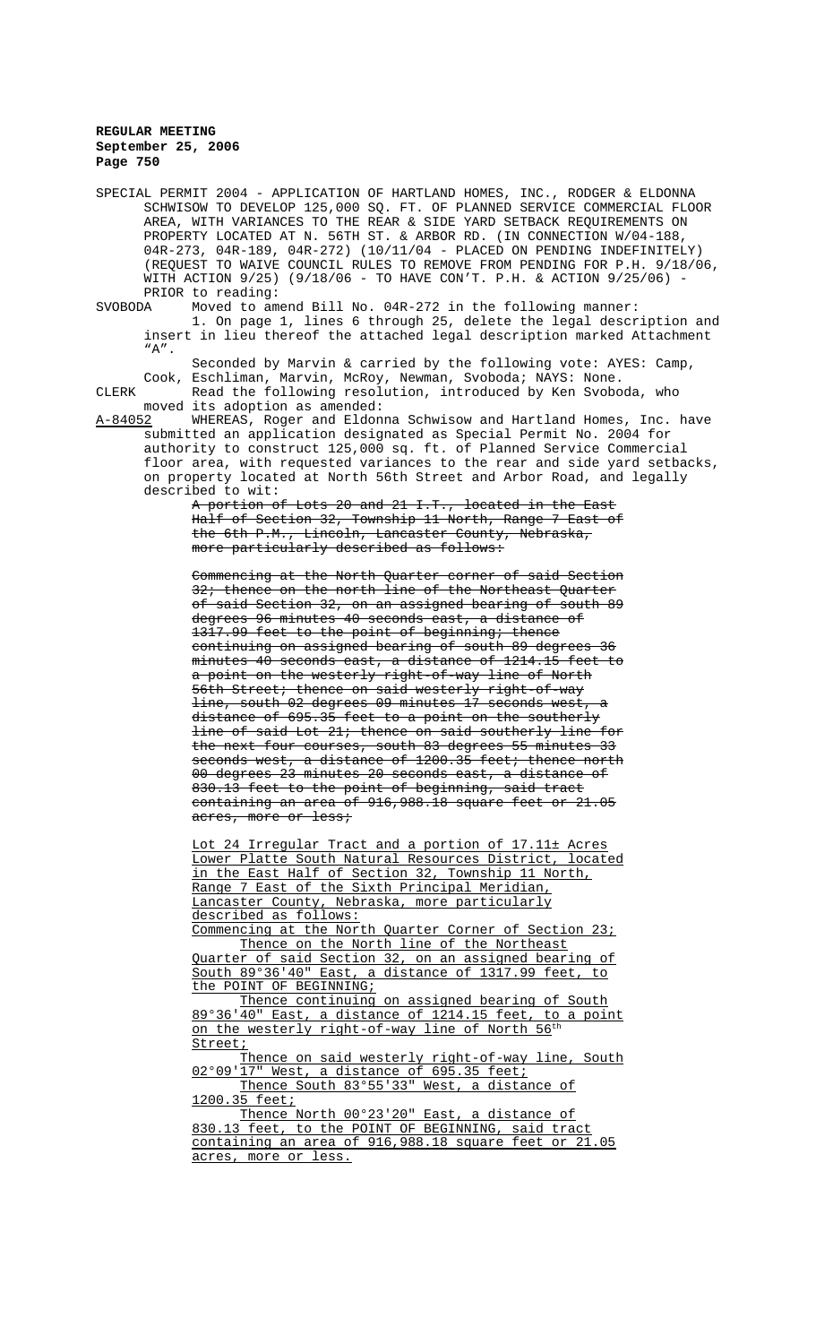SPECIAL PERMIT 2004 - APPLICATION OF HARTLAND HOMES, INC., RODGER & ELDONNA SCHWISOW TO DEVELOP 125,000 SQ. FT. OF PLANNED SERVICE COMMERCIAL FLOOR AREA, WITH VARIANCES TO THE REAR & SIDE YARD SETBACK REQUIREMENTS ON PROPERTY LOCATED AT N. 56TH ST. & ARBOR RD. (IN CONNECTION W/04-188, 04R-273, 04R-189, 04R-272) (10/11/04 - PLACED ON PENDING INDEFINITELY) (REQUEST TO WAIVE COUNCIL RULES TO REMOVE FROM PENDING FOR P.H. 9/18/06, WITH ACTION 9/25) (9/18/06 - TO HAVE CON'T. P.H. & ACTION 9/25/06) - PRIOR to reading:

SVOBODA Moved to amend Bill No. 04R-272 in the following manner:

1. On page 1, lines 6 through 25, delete the legal description and insert in lieu thereof the attached legal description marked Attachment "A".

Seconded by Marvin & carried by the following vote: AYES: Camp, Cook, Eschliman, Marvin, McRoy, Newman, Svoboda; NAYS: None.

CLERK Read the following resolution, introduced by Ken Svoboda, who moved its adoption as amended:

A-84052 WHEREAS, Roger and Eldonna Schwisow and Hartland Homes, Inc. have submitted an application designated as Special Permit No. 2004 for authority to construct 125,000 sq. ft. of Planned Service Commercial floor area, with requested variances to the rear and side yard setbacks, on property located at North 56th Street and Arbor Road, and legally described to wit:

~~A portion of Lots 20 and 21 I.T., located in the East Half of Section 32, Township 11 North, Range 7 East of the 6th P.M., Lincoln, Lancaster County, Nebraska, more particularly described as follows:~~

~~Commencing at the North Quarter corner of said Section 32; thence on the north line of the Northeast Quarter of said Section 32, on an assigned bearing of south 89 degrees 96 minutes 40 seconds east, a distance of 1317.99 feet to the point of beginning; thence continuing on assigned bearing of south 89 degrees 36 minutes 40 seconds east, a distance of 1214.15 feet to a point on the westerly right-of-way line of North 56th Street; thence on said westerly right-of-way line, south 02 degrees 09 minutes 17 seconds west, a distance of 695.35 feet to a point on the southerly line of said Lot 21; thence on said southerly line for the next four courses, south 83 degrees 55 minutes 33 seconds west, a distance of 1200.35 feet; thence north 00 degrees 23 minutes 20 seconds east, a distance of 830.13 feet to the point of beginning, said tract containing an area of 916,988.18 square feet or 21.05 acres, more or less;~~

Lot 24 Irregular Tract and a portion of 17.11± Acres Lower Platte South Natural Resources District, located in the East Half of Section 32, Township 11 North, Range 7 East of the Sixth Principal Meridian, Lancaster County, Nebraska, more particularly described as follows:

Commencing at the North Quarter Corner of Section 23;

Thence on the North line of the Northeast Quarter of said Section 32, on an assigned bearing of South 89°36'40" East, a distance of 1317.99 feet, to the POINT OF BEGINNING;

Thence continuing on assigned bearing of South 89°36'40" East, a distance of 1214.15 feet, to a point on the westerly right-of-way line of North 56th Street;

Thence on said westerly right-of-way line, South 02°09'17" West, a distance of 695.35 feet;

Thence South 83°55'33" West, a distance of 1200.35 feet;

Thence North 00°23'20" East, a distance of 830.13 feet, to the POINT OF BEGINNING, said tract containing an area of 916,988.18 square feet or 21.05 acres, more or less.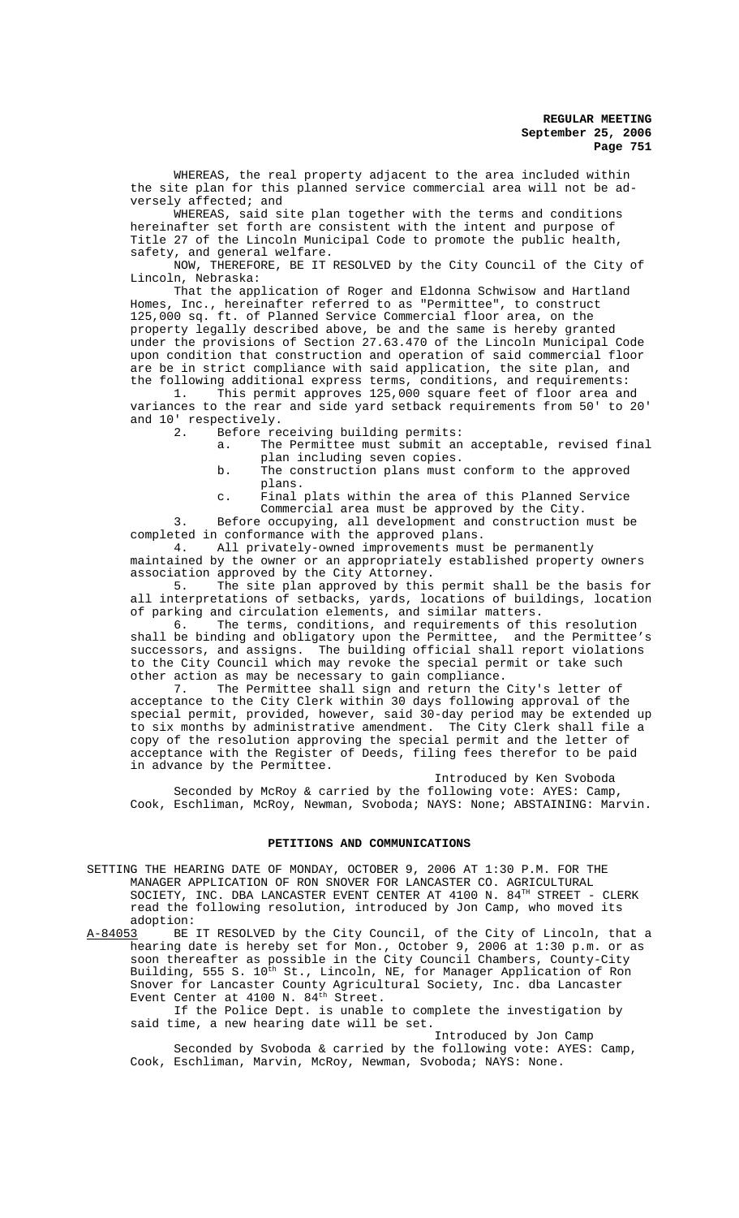WHEREAS, the real property adjacent to the area included within the site plan for this planned service commercial area will not be adversely affected; and

WHEREAS, said site plan together with the terms and conditions hereinafter set forth are consistent with the intent and purpose of Title 27 of the Lincoln Municipal Code to promote the public health, safety, and general welfare.

NOW, THEREFORE, BE IT RESOLVED by the City Council of the City of Lincoln, Nebraska:

That the application of Roger and Eldonna Schwisow and Hartland Homes, Inc., hereinafter referred to as "Permittee", to construct 125,000 sq. ft. of Planned Service Commercial floor area, on the property legally described above, be and the same is hereby granted under the provisions of Section 27.63.470 of the Lincoln Municipal Code upon condition that construction and operation of said commercial floor are be in strict compliance with said application, the site plan, and the following additional express terms, conditions, and requirements:

1. This permit approves 125,000 square feet of floor area and variances to the rear and side yard setback requirements from 50' to 20' and 10' respectively.

2. Before receiving building permits:

   a. The Permittee must submit an acceptable, revised final plan including seven copies.

   b. The construction plans must conform to the approved plans.

   c. Final plats within the area of this Planned Service Commercial area must be approved by the City.

3. Before occupying, all development and construction must be completed in conformance with the approved plans.

4. All privately-owned improvements must be permanently maintained by the owner or an appropriately established property owners association approved by the City Attorney.

5. The site plan approved by this permit shall be the basis for all interpretations of setbacks, yards, locations of buildings, location of parking and circulation elements, and similar matters.

6. The terms, conditions, and requirements of this resolution shall be binding and obligatory upon the Permittee, and the Permittee's successors, and assigns. The building official shall report violations to the City Council which may revoke the special permit or take such other action as may be necessary to gain compliance.

7. The Permittee shall sign and return the City's letter of acceptance to the City Clerk within 30 days following approval of the special permit, provided, however, said 30-day period may be extended up to six months by administrative amendment. The City Clerk shall file a copy of the resolution approving the special permit and the letter of acceptance with the Register of Deeds, filing fees therefor to be paid in advance by the Permittee.

Introduced by Ken Svoboda

Seconded by McRoy & carried by the following vote: AYES: Camp, Cook, Eschliman, McRoy, Newman, Svoboda; NAYS: None; ABSTAINING: Marvin.

## PETITIONS AND COMMUNICATIONS

SETTING THE HEARING DATE OF MONDAY, OCTOBER 9, 2006 AT 1:30 P.M. FOR THE MANAGER APPLICATION OF RON SNOVER FOR LANCASTER CO. AGRICULTURAL SOCIETY, INC. DBA LANCASTER EVENT CENTER AT 4100 N. 84TH STREET - CLERK read the following resolution, introduced by Jon Camp, who moved its adoption:

A-84053 BE IT RESOLVED by the City Council, of the City of Lincoln, that a hearing date is hereby set for Mon., October 9, 2006 at 1:30 p.m. or as soon thereafter as possible in the City Council Chambers, County-City Building, 555 S. 10th St., Lincoln, NE, for Manager Application of Ron Snover for Lancaster County Agricultural Society, Inc. dba Lancaster Event Center at 4100 N. 84th Street.

If the Police Dept. is unable to complete the investigation by said time, a new hearing date will be set.

Introduced by Jon Camp

Seconded by Svoboda & carried by the following vote: AYES: Camp, Cook, Eschliman, Marvin, McRoy, Newman, Svoboda; NAYS: None.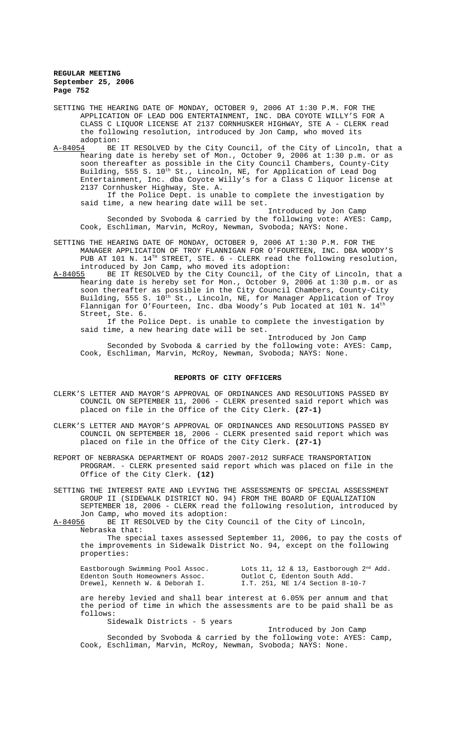SETTING THE HEARING DATE OF MONDAY, OCTOBER 9, 2006 AT 1:30 P.M. FOR THE APPLICATION OF LEAD DOG ENTERTAINMENT, INC. DBA COYOTE WILLY'S FOR A CLASS C LIQUOR LICENSE AT 2137 CORNHUSKER HIGHWAY, STE A - CLERK read the following resolution, introduced by Jon Camp, who moved its adoption:

A-84054 BE IT RESOLVED by the City Council, of the City of Lincoln, that a hearing date is hereby set of Mon., October 9, 2006 at 1:30 p.m. or as soon thereafter as possible in the City Council Chambers, County-City Building, 555 S. 10th St., Lincoln, NE, for Application of Lead Dog Entertainment, Inc. dba Coyote Willy's for a Class C liquor license at 2137 Cornhusker Highway, Ste. A.

If the Police Dept. is unable to complete the investigation by said time, a new hearing date will be set.

Introduced by Jon Camp

Seconded by Svoboda & carried by the following vote: AYES: Camp, Cook, Eschliman, Marvin, McRoy, Newman, Svoboda; NAYS: None.

SETTING THE HEARING DATE OF MONDAY, OCTOBER 9, 2006 AT 1:30 P.M. FOR THE MANAGER APPLICATION OF TROY FLANNIGAN FOR O'FOURTEEN, INC. DBA WOODY'S PUB AT 101 N. 14TH STREET, STE. 6 - CLERK read the following resolution, introduced by Jon Camp, who moved its adoption:

A-84055 BE IT RESOLVED by the City Council, of the City of Lincoln, that a hearing date is hereby set for Mon., October 9, 2006 at 1:30 p.m. or as soon thereafter as possible in the City Council Chambers, County-City Building, 555 S. 10th St., Lincoln, NE, for Manager Application of Troy Flannigan for O'Fourteen, Inc. dba Woody's Pub located at 101 N. 14th Street, Ste. 6.

If the Police Dept. is unable to complete the investigation by said time, a new hearing date will be set.

Introduced by Jon Camp

Seconded by Svoboda & carried by the following vote: AYES: Camp, Cook, Eschliman, Marvin, McRoy, Newman, Svoboda; NAYS: None.

## REPORTS OF CITY OFFICERS

CLERK'S LETTER AND MAYOR'S APPROVAL OF ORDINANCES AND RESOLUTIONS PASSED BY COUNCIL ON SEPTEMBER 11, 2006 - CLERK presented said report which was placed on file in the Office of the City Clerk. **(27-1)**

CLERK'S LETTER AND MAYOR'S APPROVAL OF ORDINANCES AND RESOLUTIONS PASSED BY COUNCIL ON SEPTEMBER 18, 2006 - CLERK presented said report which was placed on file in the Office of the City Clerk. **(27-1)**

REPORT OF NEBRASKA DEPARTMENT OF ROADS 2007-2012 SURFACE TRANSPORTATION PROGRAM. - CLERK presented said report which was placed on file in the Office of the City Clerk. **(12)**

SETTING THE INTEREST RATE AND LEVYING THE ASSESSMENTS OF SPECIAL ASSESSMENT GROUP II (SIDEWALK DISTRICT NO. 94) FROM THE BOARD OF EQUALIZATION SEPTEMBER 18, 2006 - CLERK read the following resolution, introduced by Jon Camp, who moved its adoption:

A-84056 BE IT RESOLVED by the City Council of the City of Lincoln, Nebraska that:

The special taxes assessed September 11, 2006, to pay the costs of the improvements in Sidewalk District No. 94, except on the following properties:

| | |
|---|---|
| Eastborough Swimming Pool Assoc. | Lots 11, 12 & 13, Eastborough 2nd Add. |
| Edenton South Homeowners Assoc. | Outlot C, Edenton South Add. |
| Drewel, Kenneth W. & Deborah I. | I.T. 251, NE 1/4 Section 8-10-7 |

are hereby levied and shall bear interest at 6.05% per annum and that the period of time in which the assessments are to be paid shall be as follows:

Sidewalk Districts - 5 years

Introduced by Jon Camp

Seconded by Svoboda & carried by the following vote: AYES: Camp, Cook, Eschliman, Marvin, McRoy, Newman, Svoboda; NAYS: None.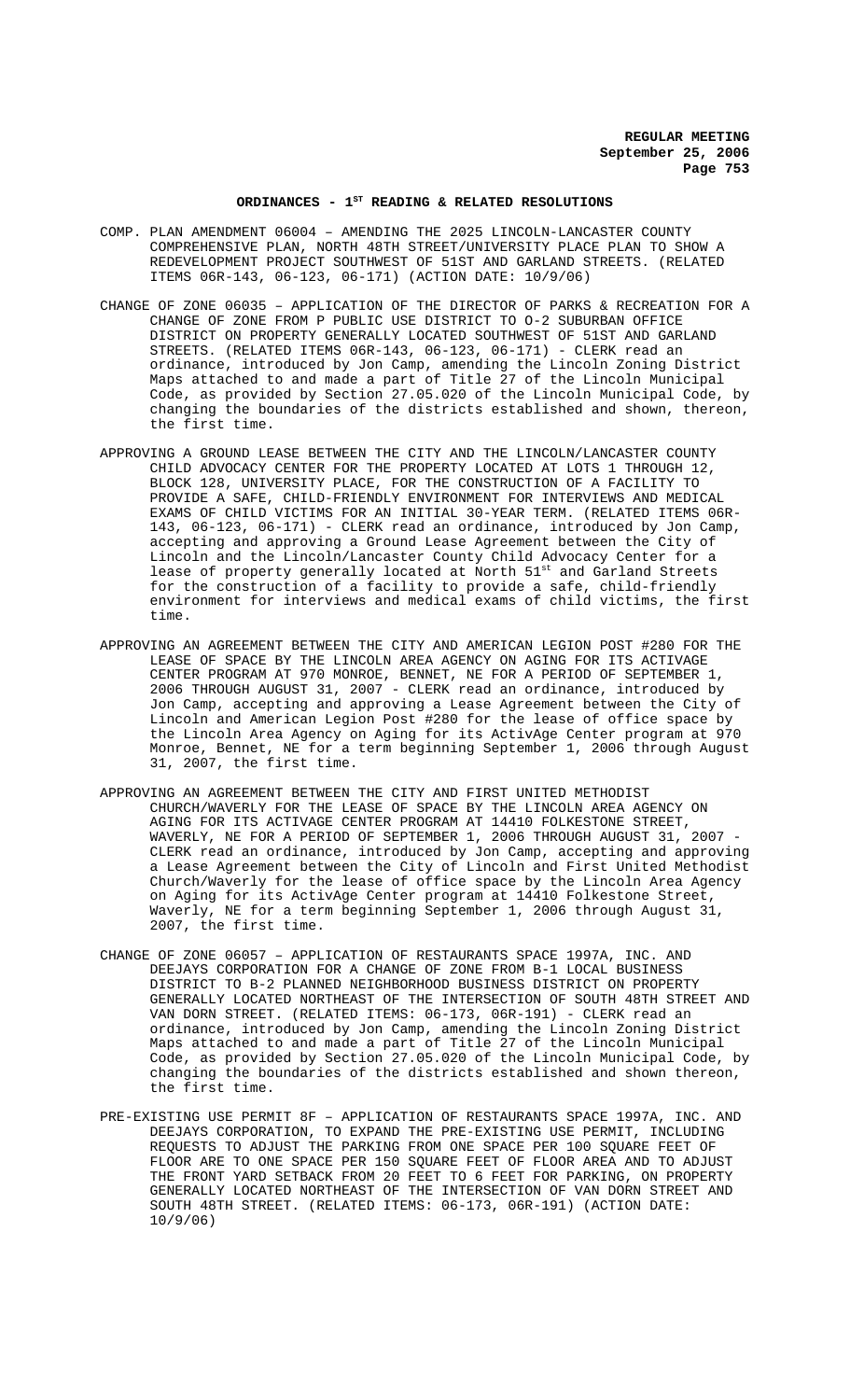## ORDINANCES - 1ST READING & RELATED RESOLUTIONS

COMP. PLAN AMENDMENT 06004 – AMENDING THE 2025 LINCOLN-LANCASTER COUNTY COMPREHENSIVE PLAN, NORTH 48TH STREET/UNIVERSITY PLACE PLAN TO SHOW A REDEVELOPMENT PROJECT SOUTHWEST OF 51ST AND GARLAND STREETS. (RELATED ITEMS 06R-143, 06-123, 06-171) (ACTION DATE: 10/9/06)

CHANGE OF ZONE 06035 – APPLICATION OF THE DIRECTOR OF PARKS & RECREATION FOR A CHANGE OF ZONE FROM P PUBLIC USE DISTRICT TO O-2 SUBURBAN OFFICE DISTRICT ON PROPERTY GENERALLY LOCATED SOUTHWEST OF 51ST AND GARLAND STREETS. (RELATED ITEMS 06R-143, 06-123, 06-171) - CLERK read an ordinance, introduced by Jon Camp, amending the Lincoln Zoning District Maps attached to and made a part of Title 27 of the Lincoln Municipal Code, as provided by Section 27.05.020 of the Lincoln Municipal Code, by changing the boundaries of the districts established and shown, thereon, the first time.

APPROVING A GROUND LEASE BETWEEN THE CITY AND THE LINCOLN/LANCASTER COUNTY CHILD ADVOCACY CENTER FOR THE PROPERTY LOCATED AT LOTS 1 THROUGH 12, BLOCK 128, UNIVERSITY PLACE, FOR THE CONSTRUCTION OF A FACILITY TO PROVIDE A SAFE, CHILD-FRIENDLY ENVIRONMENT FOR INTERVIEWS AND MEDICAL EXAMS OF CHILD VICTIMS FOR AN INITIAL 30-YEAR TERM. (RELATED ITEMS 06R-143, 06-123, 06-171) - CLERK read an ordinance, introduced by Jon Camp, accepting and approving a Ground Lease Agreement between the City of Lincoln and the Lincoln/Lancaster County Child Advocacy Center for a lease of property generally located at North 51st and Garland Streets for the construction of a facility to provide a safe, child-friendly environment for interviews and medical exams of child victims, the first time.

APPROVING AN AGREEMENT BETWEEN THE CITY AND AMERICAN LEGION POST #280 FOR THE LEASE OF SPACE BY THE LINCOLN AREA AGENCY ON AGING FOR ITS ACTIVAGE CENTER PROGRAM AT 970 MONROE, BENNET, NE FOR A PERIOD OF SEPTEMBER 1, 2006 THROUGH AUGUST 31, 2007 - CLERK read an ordinance, introduced by Jon Camp, accepting and approving a Lease Agreement between the City of Lincoln and American Legion Post #280 for the lease of office space by the Lincoln Area Agency on Aging for its ActivAge Center program at 970 Monroe, Bennet, NE for a term beginning September 1, 2006 through August 31, 2007, the first time.

APPROVING AN AGREEMENT BETWEEN THE CITY AND FIRST UNITED METHODIST CHURCH/WAVERLY FOR THE LEASE OF SPACE BY THE LINCOLN AREA AGENCY ON AGING FOR ITS ACTIVAGE CENTER PROGRAM AT 14410 FOLKESTONE STREET, WAVERLY, NE FOR A PERIOD OF SEPTEMBER 1, 2006 THROUGH AUGUST 31, 2007 - CLERK read an ordinance, introduced by Jon Camp, accepting and approving a Lease Agreement between the City of Lincoln and First United Methodist Church/Waverly for the lease of office space by the Lincoln Area Agency on Aging for its ActivAge Center program at 14410 Folkestone Street, Waverly, NE for a term beginning September 1, 2006 through August 31, 2007, the first time.

CHANGE OF ZONE 06057 – APPLICATION OF RESTAURANTS SPACE 1997A, INC. AND DEEJAYS CORPORATION FOR A CHANGE OF ZONE FROM B-1 LOCAL BUSINESS DISTRICT TO B-2 PLANNED NEIGHBORHOOD BUSINESS DISTRICT ON PROPERTY GENERALLY LOCATED NORTHEAST OF THE INTERSECTION OF SOUTH 48TH STREET AND VAN DORN STREET. (RELATED ITEMS: 06-173, 06R-191) - CLERK read an ordinance, introduced by Jon Camp, amending the Lincoln Zoning District Maps attached to and made a part of Title 27 of the Lincoln Municipal Code, as provided by Section 27.05.020 of the Lincoln Municipal Code, by changing the boundaries of the districts established and shown thereon, the first time.

PRE-EXISTING USE PERMIT 8F – APPLICATION OF RESTAURANTS SPACE 1997A, INC. AND DEEJAYS CORPORATION, TO EXPAND THE PRE-EXISTING USE PERMIT, INCLUDING REQUESTS TO ADJUST THE PARKING FROM ONE SPACE PER 100 SQUARE FEET OF FLOOR ARE TO ONE SPACE PER 150 SQUARE FEET OF FLOOR AREA AND TO ADJUST THE FRONT YARD SETBACK FROM 20 FEET TO 6 FEET FOR PARKING, ON PROPERTY GENERALLY LOCATED NORTHEAST OF THE INTERSECTION OF VAN DORN STREET AND SOUTH 48TH STREET. (RELATED ITEMS: 06-173, 06R-191) (ACTION DATE: 10/9/06)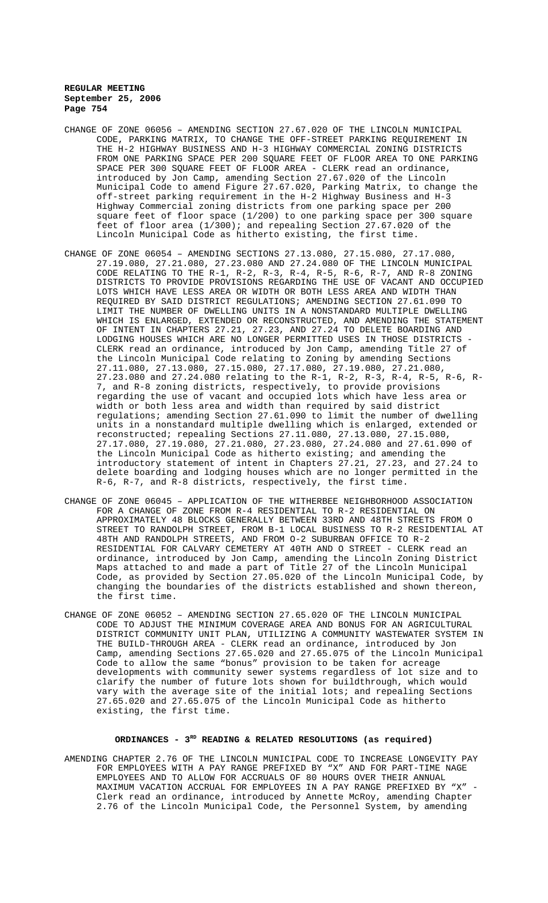CHANGE OF ZONE 06056 – AMENDING SECTION 27.67.020 OF THE LINCOLN MUNICIPAL CODE, PARKING MATRIX, TO CHANGE THE OFF-STREET PARKING REQUIREMENT IN THE H-2 HIGHWAY BUSINESS AND H-3 HIGHWAY COMMERCIAL ZONING DISTRICTS FROM ONE PARKING SPACE PER 200 SQUARE FEET OF FLOOR AREA TO ONE PARKING SPACE PER 300 SQUARE FEET OF FLOOR AREA - CLERK read an ordinance, introduced by Jon Camp, amending Section 27.67.020 of the Lincoln Municipal Code to amend Figure 27.67.020, Parking Matrix, to change the off-street parking requirement in the H-2 Highway Business and H-3 Highway Commercial zoning districts from one parking space per 200 square feet of floor space (1/200) to one parking space per 300 square feet of floor area (1/300); and repealing Section 27.67.020 of the Lincoln Municipal Code as hitherto existing, the first time.

CHANGE OF ZONE 06054 – AMENDING SECTIONS 27.13.080, 27.15.080, 27.17.080, 27.19.080, 27.21.080, 27.23.080 AND 27.24.080 OF THE LINCOLN MUNICIPAL CODE RELATING TO THE R-1, R-2, R-3, R-4, R-5, R-6, R-7, AND R-8 ZONING DISTRICTS TO PROVIDE PROVISIONS REGARDING THE USE OF VACANT AND OCCUPIED LOTS WHICH HAVE LESS AREA OR WIDTH OR BOTH LESS AREA AND WIDTH THAN REQUIRED BY SAID DISTRICT REGULATIONS; AMENDING SECTION 27.61.090 TO LIMIT THE NUMBER OF DWELLING UNITS IN A NONSTANDARD MULTIPLE DWELLING WHICH IS ENLARGED, EXTENDED OR RECONSTRUCTED, AND AMENDING THE STATEMENT OF INTENT IN CHAPTERS 27.21, 27.23, AND 27.24 TO DELETE BOARDING AND LODGING HOUSES WHICH ARE NO LONGER PERMITTED USES IN THOSE DISTRICTS - CLERK read an ordinance, introduced by Jon Camp, amending Title 27 of the Lincoln Municipal Code relating to Zoning by amending Sections 27.11.080, 27.13.080, 27.15.080, 27.17.080, 27.19.080, 27.21.080, 27.23.080 and 27.24.080 relating to the R-1, R-2, R-3, R-4, R-5, R-6, R-7, and R-8 zoning districts, respectively, to provide provisions regarding the use of vacant and occupied lots which have less area or width or both less area and width than required by said district regulations; amending Section 27.61.090 to limit the number of dwelling units in a nonstandard multiple dwelling which is enlarged, extended or reconstructed; repealing Sections 27.11.080, 27.13.080, 27.15.080, 27.17.080, 27.19.080, 27.21.080, 27.23.080, 27.24.080 and 27.61.090 of the Lincoln Municipal Code as hitherto existing; and amending the introductory statement of intent in Chapters 27.21, 27.23, and 27.24 to delete boarding and lodging houses which are no longer permitted in the R-6, R-7, and R-8 districts, respectively, the first time.

CHANGE OF ZONE 06045 – APPLICATION OF THE WITHERBEE NEIGHBORHOOD ASSOCIATION FOR A CHANGE OF ZONE FROM R-4 RESIDENTIAL TO R-2 RESIDENTIAL ON APPROXIMATELY 48 BLOCKS GENERALLY BETWEEN 33RD AND 48TH STREETS FROM O STREET TO RANDOLPH STREET, FROM B-1 LOCAL BUSINESS TO R-2 RESIDENTIAL AT 48TH AND RANDOLPH STREETS, AND FROM O-2 SUBURBAN OFFICE TO R-2 RESIDENTIAL FOR CALVARY CEMETERY AT 40TH AND O STREET - CLERK read an ordinance, introduced by Jon Camp, amending the Lincoln Zoning District Maps attached to and made a part of Title 27 of the Lincoln Municipal Code, as provided by Section 27.05.020 of the Lincoln Municipal Code, by changing the boundaries of the districts established and shown thereon, the first time.

CHANGE OF ZONE 06052 – AMENDING SECTION 27.65.020 OF THE LINCOLN MUNICIPAL CODE TO ADJUST THE MINIMUM COVERAGE AREA AND BONUS FOR AN AGRICULTURAL DISTRICT COMMUNITY UNIT PLAN, UTILIZING A COMMUNITY WASTEWATER SYSTEM IN THE BUILD-THROUGH AREA - CLERK read an ordinance, introduced by Jon Camp, amending Sections 27.65.020 and 27.65.075 of the Lincoln Municipal Code to allow the same "bonus" provision to be taken for acreage developments with community sewer systems regardless of lot size and to clarify the number of future lots shown for buildthrough, which would vary with the average site of the initial lots; and repealing Sections 27.65.020 and 27.65.075 of the Lincoln Municipal Code as hitherto existing, the first time.

## ORDINANCES - 3RD READING & RELATED RESOLUTIONS (as required)

AMENDING CHAPTER 2.76 OF THE LINCOLN MUNICIPAL CODE TO INCREASE LONGEVITY PAY FOR EMPLOYEES WITH A PAY RANGE PREFIXED BY "X" AND FOR PART-TIME NAGE EMPLOYEES AND TO ALLOW FOR ACCRUALS OF 80 HOURS OVER THEIR ANNUAL MAXIMUM VACATION ACCRUAL FOR EMPLOYEES IN A PAY RANGE PREFIXED BY "X" - Clerk read an ordinance, introduced by Annette McRoy, amending Chapter 2.76 of the Lincoln Municipal Code, the Personnel System, by amending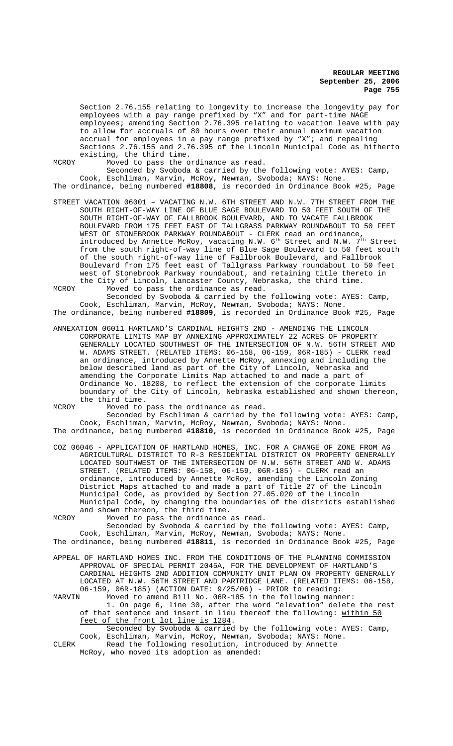Section 2.76.155 relating to longevity to increase the longevity pay for employees with a pay range prefixed by "X" and for part-time NAGE employees; amending Section 2.76.395 relating to vacation leave with pay to allow for accruals of 80 hours over their annual maximum vacation accrual for employees in a pay range prefixed by "X"; and repealing Sections 2.76.155 and 2.76.395 of the Lincoln Municipal Code as hitherto existing, the third time.

MCROY Moved to pass the ordinance as read.

Seconded by Svoboda & carried by the following vote: AYES: Camp, Cook, Eschliman, Marvin, McRoy, Newman, Svoboda; NAYS: None.

The ordinance, being numbered **#18808**, is recorded in Ordinance Book #25, Page

STREET VACATION 06001 – VACATING N.W. 6TH STREET AND N.W. 7TH STREET FROM THE SOUTH RIGHT-OF-WAY LINE OF BLUE SAGE BOULEVARD TO 50 FEET SOUTH OF THE SOUTH RIGHT-OF-WAY OF FALLBROOK BOULEVARD, AND TO VACATE FALLBROOK BOULEVARD FROM 175 FEET EAST OF TALLGRASS PARKWAY ROUNDABOUT TO 50 FEET WEST OF STONEBROOK PARKWAY ROUNDABOUT - CLERK read an ordinance, introduced by Annette McRoy, vacating N.W. 6th Street and N.W. 7th Street from the south right-of-way line of Blue Sage Boulevard to 50 feet south of the south right-of-way line of Fallbrook Boulevard, and Fallbrook Boulevard from 175 feet east of Tallgrass Parkway roundabout to 50 feet west of Stonebrook Parkway roundabout, and retaining title thereto in the City of Lincoln, Lancaster County, Nebraska, the third time.

MCROY Moved to pass the ordinance as read.

Seconded by Svoboda & carried by the following vote: AYES: Camp, Cook, Eschliman, Marvin, McRoy, Newman, Svoboda; NAYS: None.

The ordinance, being numbered **#18809**, is recorded in Ordinance Book #25, Page

ANNEXATION 06011 HARTLAND'S CARDINAL HEIGHTS 2ND - AMENDING THE LINCOLN CORPORATE LIMITS MAP BY ANNEXING APPROXIMATELY 22 ACRES OF PROPERTY GENERALLY LOCATED SOUTHWEST OF THE INTERSECTION OF N.W. 56TH STREET AND W. ADAMS STREET. (RELATED ITEMS: 06-158, 06-159, 06R-185) - CLERK read an ordinance, introduced by Annette McRoy, annexing and including the below described land as part of the City of Lincoln, Nebraska and amending the Corporate Limits Map attached to and made a part of Ordinance No. 18208, to reflect the extension of the corporate limits boundary of the City of Lincoln, Nebraska established and shown thereon, the third time.

MCROY Moved to pass the ordinance as read.

Seconded by Eschliman & carried by the following vote: AYES: Camp, Cook, Eschliman, Marvin, McRoy, Newman, Svoboda; NAYS: None.

The ordinance, being numbered **#18810**, is recorded in Ordinance Book #25, Page

COZ 06046 - APPLICATION OF HARTLAND HOMES, INC. FOR A CHANGE OF ZONE FROM AG AGRICULTURAL DISTRICT TO R-3 RESIDENTIAL DISTRICT ON PROPERTY GENERALLY LOCATED SOUTHWEST OF THE INTERSECTION OF N.W. 56TH STREET AND W. ADAMS STREET. (RELATED ITEMS: 06-158, 06-159, 06R-185) - CLERK read an ordinance, introduced by Annette McRoy, amending the Lincoln Zoning District Maps attached to and made a part of Title 27 of the Lincoln Municipal Code, as provided by Section 27.05.020 of the Lincoln Municipal Code, by changing the boundaries of the districts established and shown thereon, the third time.

MCROY Moved to pass the ordinance as read.

Seconded by Svoboda & carried by the following vote: AYES: Camp, Cook, Eschliman, Marvin, McRoy, Newman, Svoboda; NAYS: None.

The ordinance, being numbered **#18811**, is recorded in Ordinance Book #25, Page

APPEAL OF HARTLAND HOMES INC. FROM THE CONDITIONS OF THE PLANNING COMMISSION APPROVAL OF SPECIAL PERMIT 2045A, FOR THE DEVELOPMENT OF HARTLAND'S CARDINAL HEIGHTS 2ND ADDITION COMMUNITY UNIT PLAN ON PROPERTY GENERALLY LOCATED AT N.W. 56TH STREET AND PARTRIDGE LANE. (RELATED ITEMS: 06-158, 06-159, 06R-185) (ACTION DATE: 9/25/06) - PRIOR to reading:

MARVIN Moved to amend Bill No. 06R-185 in the following manner:

1. On page 6, line 30, after the word "elevation" delete the rest of that sentence and insert in lieu thereof the following: <u>within 50 feet of the front lot line is 1284</u>.

Seconded by Svoboda & carried by the following vote: AYES: Camp, Cook, Eschliman, Marvin, McRoy, Newman, Svoboda; NAYS: None.

CLERK Read the following resolution, introduced by Annette McRoy, who moved its adoption as amended: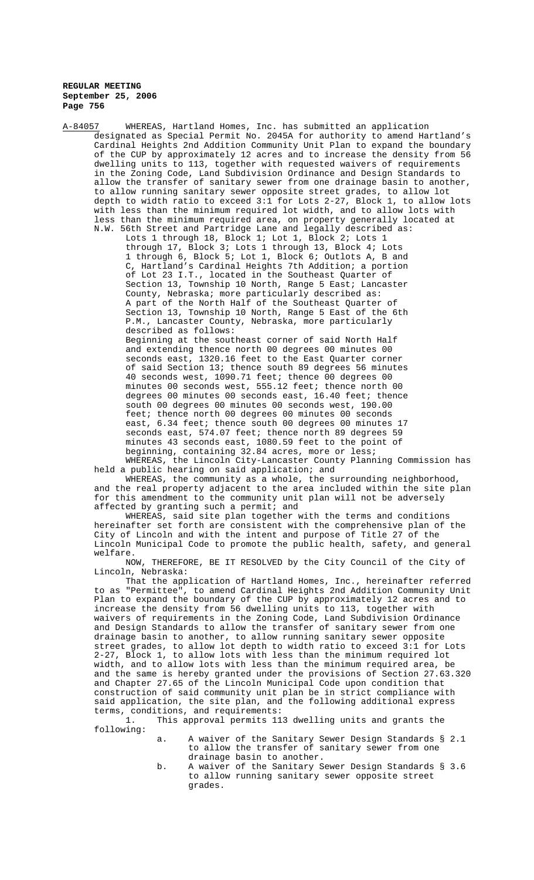A-84057 WHEREAS, Hartland Homes, Inc. has submitted an application designated as Special Permit No. 2045A for authority to amend Hartland's Cardinal Heights 2nd Addition Community Unit Plan to expand the boundary of the CUP by approximately 12 acres and to increase the density from 56 dwelling units to 113, together with requested waivers of requirements in the Zoning Code, Land Subdivision Ordinance and Design Standards to allow the transfer of sanitary sewer from one drainage basin to another, to allow running sanitary sewer opposite street grades, to allow lot depth to width ratio to exceed 3:1 for Lots 2-27, Block 1, to allow lots with less than the minimum required lot width, and to allow lots with less than the minimum required area, on property generally located at N.W. 56th Street and Partridge Lane and legally described as:

Lots 1 through 18, Block 1; Lot 1, Block 2; Lots 1 through 17, Block 3; Lots 1 through 13, Block 4; Lots 1 through 6, Block 5; Lot 1, Block 6; Outlots A, B and C, Hartland's Cardinal Heights 7th Addition; a portion of Lot 23 I.T., located in the Southeast Quarter of Section 13, Township 10 North, Range 5 East; Lancaster County, Nebraska; more particularly described as:

A part of the North Half of the Southeast Quarter of Section 13, Township 10 North, Range 5 East of the 6th P.M., Lancaster County, Nebraska, more particularly described as follows:

Beginning at the southeast corner of said North Half and extending thence north 00 degrees 00 minutes 00 seconds east, 1320.16 feet to the East Quarter corner of said Section 13; thence south 89 degrees 56 minutes 40 seconds west, 1090.71 feet; thence 00 degrees 00 minutes 00 seconds west, 555.12 feet; thence north 00 degrees 00 minutes 00 seconds east, 16.40 feet; thence south 00 degrees 00 minutes 00 seconds west, 190.00 feet; thence north 00 degrees 00 minutes 00 seconds east, 6.34 feet; thence south 00 degrees 00 minutes 17 seconds east, 574.07 feet; thence north 89 degrees 59 minutes 43 seconds east, 1080.59 feet to the point of beginning, containing 32.84 acres, more or less;

WHEREAS, the Lincoln City-Lancaster County Planning Commission has held a public hearing on said application; and

WHEREAS, the community as a whole, the surrounding neighborhood, and the real property adjacent to the area included within the site plan for this amendment to the community unit plan will not be adversely affected by granting such a permit; and

WHEREAS, said site plan together with the terms and conditions hereinafter set forth are consistent with the comprehensive plan of the City of Lincoln and with the intent and purpose of Title 27 of the Lincoln Municipal Code to promote the public health, safety, and general welfare.

NOW, THEREFORE, BE IT RESOLVED by the City Council of the City of Lincoln, Nebraska:

That the application of Hartland Homes, Inc., hereinafter referred to as "Permittee", to amend Cardinal Heights 2nd Addition Community Unit Plan to expand the boundary of the CUP by approximately 12 acres and to increase the density from 56 dwelling units to 113, together with waivers of requirements in the Zoning Code, Land Subdivision Ordinance and Design Standards to allow the transfer of sanitary sewer from one drainage basin to another, to allow running sanitary sewer opposite street grades, to allow lot depth to width ratio to exceed 3:1 for Lots 2-27, Block 1, to allow lots with less than the minimum required lot width, and to allow lots with less than the minimum required area, be and the same is hereby granted under the provisions of Section 27.63.320 and Chapter 27.65 of the Lincoln Municipal Code upon condition that construction of said community unit plan be in strict compliance with said application, the site plan, and the following additional express terms, conditions, and requirements:

1. This approval permits 113 dwelling units and grants the following:

   a. A waiver of the Sanitary Sewer Design Standards § 2.1 to allow the transfer of sanitary sewer from one drainage basin to another.

   b. A waiver of the Sanitary Sewer Design Standards § 3.6 to allow running sanitary sewer opposite street grades.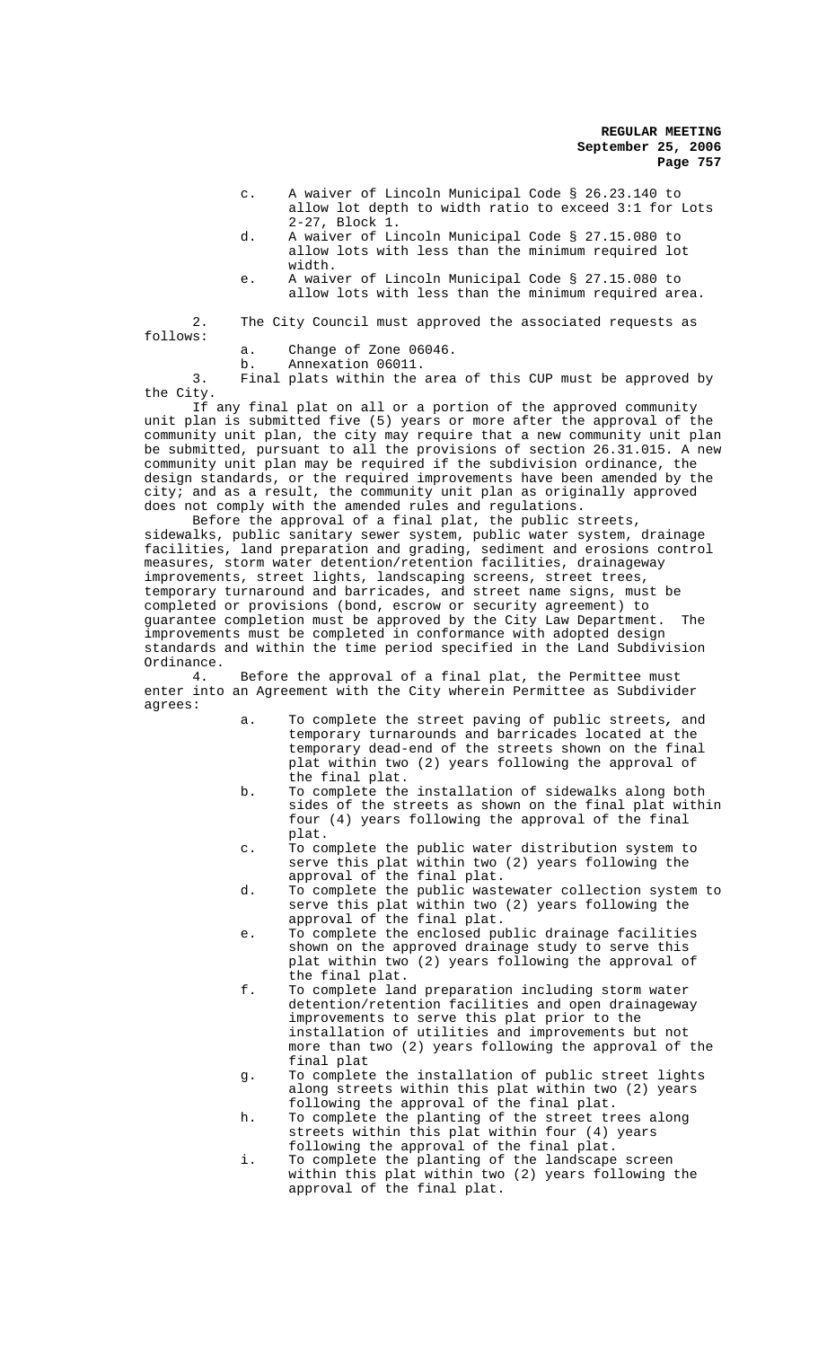c. A waiver of Lincoln Municipal Code § 26.23.140 to allow lot depth to width ratio to exceed 3:1 for Lots 2-27, Block 1.

d. A waiver of Lincoln Municipal Code § 27.15.080 to allow lots with less than the minimum required lot width.

e. A waiver of Lincoln Municipal Code § 27.15.080 to allow lots with less than the minimum required area.

2. The City Council must approved the associated requests as follows:

a. Change of Zone 06046.

b. Annexation 06011.

3. Final plats within the area of this CUP must be approved by the City.

If any final plat on all or a portion of the approved community unit plan is submitted five (5) years or more after the approval of the community unit plan, the city may require that a new community unit plan be submitted, pursuant to all the provisions of section 26.31.015. A new community unit plan may be required if the subdivision ordinance, the design standards, or the required improvements have been amended by the city; and as a result, the community unit plan as originally approved does not comply with the amended rules and regulations.

Before the approval of a final plat, the public streets, sidewalks, public sanitary sewer system, public water system, drainage facilities, land preparation and grading, sediment and erosions control measures, storm water detention/retention facilities, drainageway improvements, street lights, landscaping screens, street trees, temporary turnaround and barricades, and street name signs, must be completed or provisions (bond, escrow or security agreement) to guarantee completion must be approved by the City Law Department. The improvements must be completed in conformance with adopted design standards and within the time period specified in the Land Subdivision Ordinance.

4. Before the approval of a final plat, the Permittee must enter into an Agreement with the City wherein Permittee as Subdivider agrees:

a. To complete the street paving of public streets, and temporary turnarounds and barricades located at the temporary dead-end of the streets shown on the final plat within two (2) years following the approval of the final plat.

b. To complete the installation of sidewalks along both sides of the streets as shown on the final plat within four (4) years following the approval of the final plat.

c. To complete the public water distribution system to serve this plat within two (2) years following the approval of the final plat.

d. To complete the public wastewater collection system to serve this plat within two (2) years following the approval of the final plat.

e. To complete the enclosed public drainage facilities shown on the approved drainage study to serve this plat within two (2) years following the approval of the final plat.

f. To complete land preparation including storm water detention/retention facilities and open drainageway improvements to serve this plat prior to the installation of utilities and improvements but not more than two (2) years following the approval of the final plat

g. To complete the installation of public street lights along streets within this plat within two (2) years following the approval of the final plat.

h. To complete the planting of the street trees along streets within this plat within four (4) years following the approval of the final plat.

i. To complete the planting of the landscape screen within this plat within two (2) years following the approval of the final plat.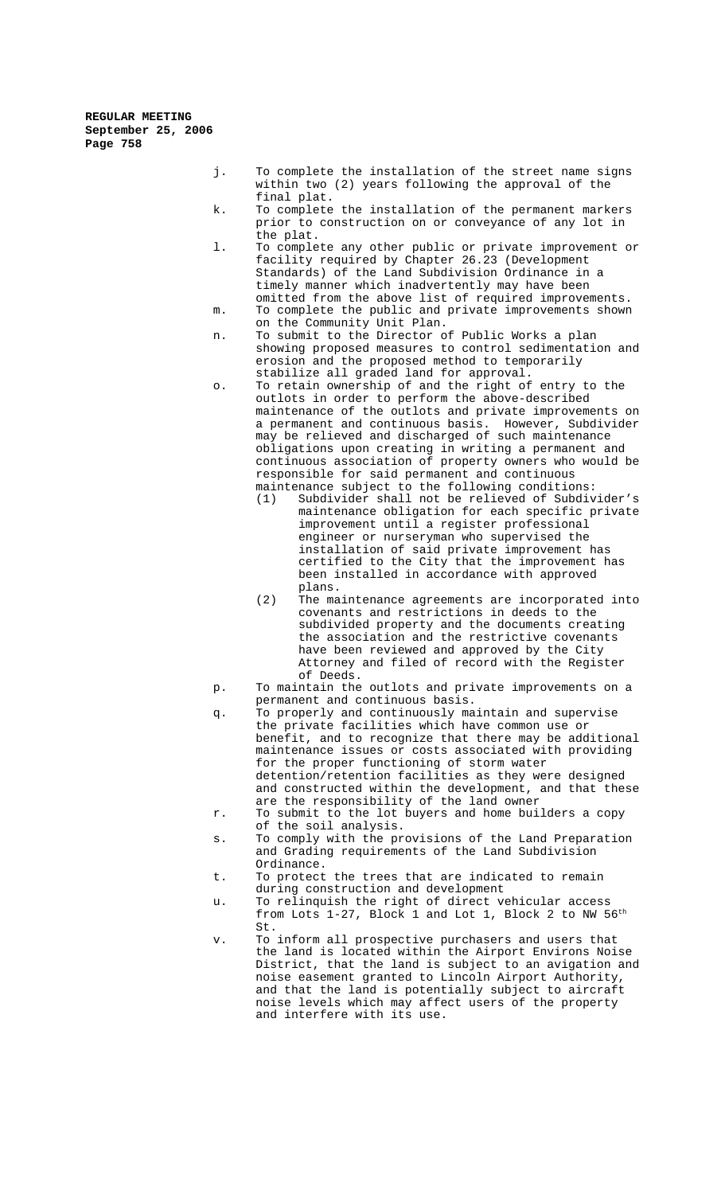j. To complete the installation of the street name signs within two (2) years following the approval of the final plat.

k. To complete the installation of the permanent markers prior to construction on or conveyance of any lot in the plat.

l. To complete any other public or private improvement or facility required by Chapter 26.23 (Development Standards) of the Land Subdivision Ordinance in a timely manner which inadvertently may have been omitted from the above list of required improvements.

m. To complete the public and private improvements shown on the Community Unit Plan.

n. To submit to the Director of Public Works a plan showing proposed measures to control sedimentation and erosion and the proposed method to temporarily stabilize all graded land for approval.

o. To retain ownership of and the right of entry to the outlots in order to perform the above-described maintenance of the outlots and private improvements on a permanent and continuous basis. However, Subdivider may be relieved and discharged of such maintenance obligations upon creating in writing a permanent and continuous association of property owners who would be responsible for said permanent and continuous maintenance subject to the following conditions:

   (1) Subdivider shall not be relieved of Subdivider's maintenance obligation for each specific private improvement until a register professional engineer or nurseryman who supervised the installation of said private improvement has certified to the City that the improvement has been installed in accordance with approved plans.

   (2) The maintenance agreements are incorporated into covenants and restrictions in deeds to the subdivided property and the documents creating the association and the restrictive covenants have been reviewed and approved by the City Attorney and filed of record with the Register of Deeds.

p. To maintain the outlots and private improvements on a permanent and continuous basis.

q. To properly and continuously maintain and supervise the private facilities which have common use or benefit, and to recognize that there may be additional maintenance issues or costs associated with providing for the proper functioning of storm water detention/retention facilities as they were designed and constructed within the development, and that these are the responsibility of the land owner

r. To submit to the lot buyers and home builders a copy of the soil analysis.

s. To comply with the provisions of the Land Preparation and Grading requirements of the Land Subdivision Ordinance.

t. To protect the trees that are indicated to remain during construction and development

u. To relinquish the right of direct vehicular access from Lots 1-27, Block 1 and Lot 1, Block 2 to NW 56th St.

v. To inform all prospective purchasers and users that the land is located within the Airport Environs Noise District, that the land is subject to an avigation and noise easement granted to Lincoln Airport Authority, and that the land is potentially subject to aircraft noise levels which may affect users of the property and interfere with its use.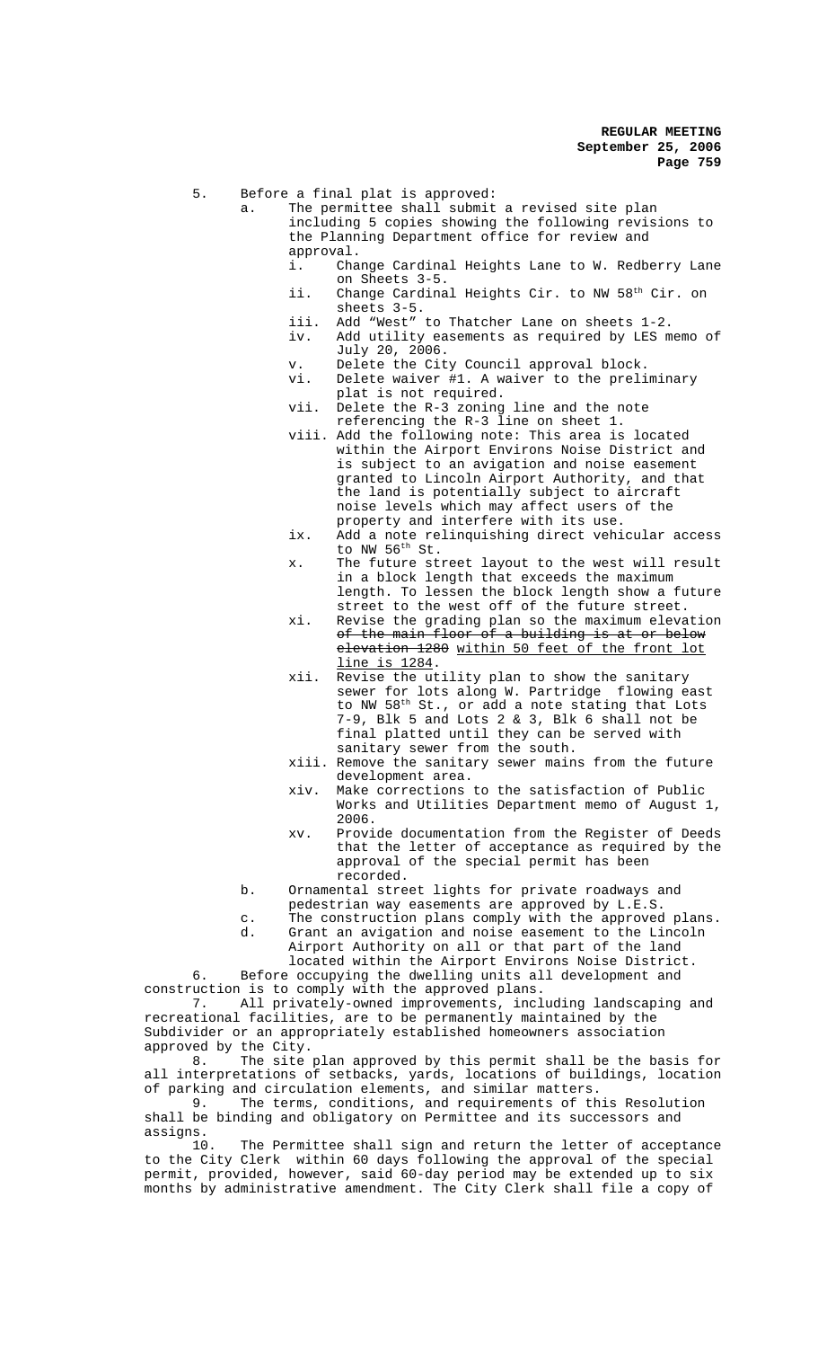5. Before a final plat is approved:
   a. The permittee shall submit a revised site plan including 5 copies showing the following revisions to the Planning Department office for review and approval.
      i. Change Cardinal Heights Lane to W. Redberry Lane on Sheets 3-5.
      ii. Change Cardinal Heights Cir. to NW 58th Cir. on sheets 3-5.
      iii. Add "West" to Thatcher Lane on sheets 1-2.
      iv. Add utility easements as required by LES memo of July 20, 2006.
      v. Delete the City Council approval block.
      vi. Delete waiver #1. A waiver to the preliminary plat is not required.
      vii. Delete the R-3 zoning line and the note referencing the R-3 line on sheet 1.
      viii. Add the following note: This area is located within the Airport Environs Noise District and is subject to an avigation and noise easement granted to Lincoln Airport Authority, and that the land is potentially subject to aircraft noise levels which may affect users of the property and interfere with its use.
      ix. Add a note relinquishing direct vehicular access to NW 56th St.
      x. The future street layout to the west will result in a block length that exceeds the maximum length. To lessen the block length show a future street to the west off of the future street.
      xi. Revise the grading plan so the maximum elevation ~~of the main floor of a building is at or below elevation 1280~~ within 50 feet of the front lot line is 1284.
      xii. Revise the utility plan to show the sanitary sewer for lots along W. Partridge flowing east to NW 58th St., or add a note stating that Lots 7-9, Blk 5 and Lots 2 & 3, Blk 6 shall not be final platted until they can be served with sanitary sewer from the south.
      xiii. Remove the sanitary sewer mains from the future development area.
      xiv. Make corrections to the satisfaction of Public Works and Utilities Department memo of August 1, 2006.
      xv. Provide documentation from the Register of Deeds that the letter of acceptance as required by the approval of the special permit has been recorded.
   b. Ornamental street lights for private roadways and pedestrian way easements are approved by L.E.S.
   c. The construction plans comply with the approved plans.
   d. Grant an avigation and noise easement to the Lincoln Airport Authority on all or that part of the land located within the Airport Environs Noise District.

6. Before occupying the dwelling units all development and construction is to comply with the approved plans.

7. All privately-owned improvements, including landscaping and recreational facilities, are to be permanently maintained by the Subdivider or an appropriately established homeowners association approved by the City.

8. The site plan approved by this permit shall be the basis for all interpretations of setbacks, yards, locations of buildings, location of parking and circulation elements, and similar matters.

9. The terms, conditions, and requirements of this Resolution shall be binding and obligatory on Permittee and its successors and assigns.

10. The Permittee shall sign and return the letter of acceptance to the City Clerk within 60 days following the approval of the special permit, provided, however, said 60-day period may be extended up to six months by administrative amendment. The City Clerk shall file a copy of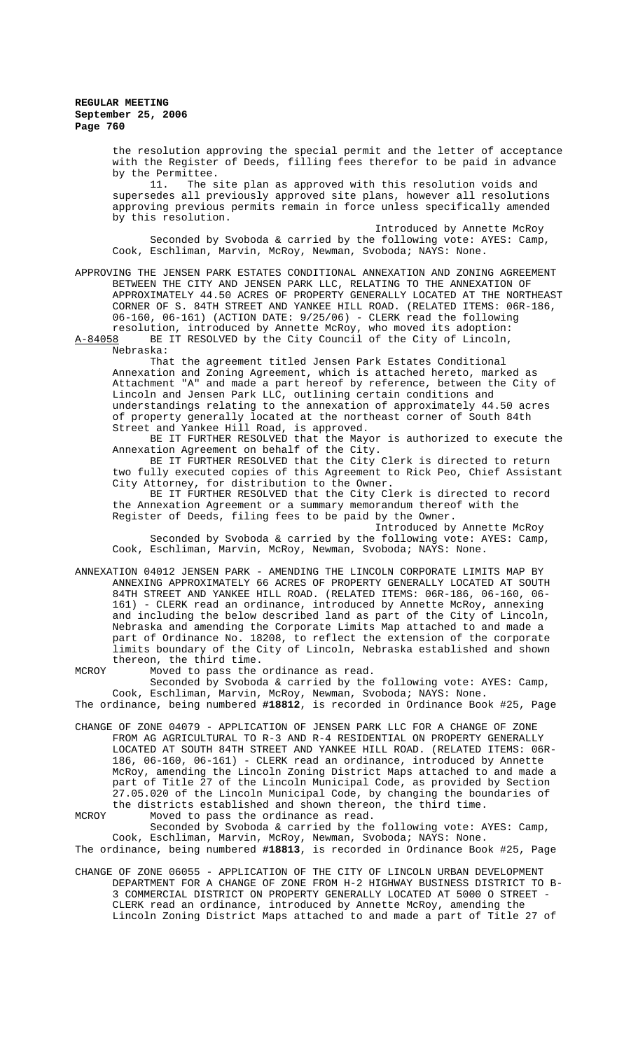the resolution approving the special permit and the letter of acceptance with the Register of Deeds, filling fees therefor to be paid in advance by the Permittee.

11. The site plan as approved with this resolution voids and supersedes all previously approved site plans, however all resolutions approving previous permits remain in force unless specifically amended by this resolution.

Introduced by Annette McRoy

Seconded by Svoboda & carried by the following vote: AYES: Camp, Cook, Eschliman, Marvin, McRoy, Newman, Svoboda; NAYS: None.

APPROVING THE JENSEN PARK ESTATES CONDITIONAL ANNEXATION AND ZONING AGREEMENT BETWEEN THE CITY AND JENSEN PARK LLC, RELATING TO THE ANNEXATION OF APPROXIMATELY 44.50 ACRES OF PROPERTY GENERALLY LOCATED AT THE NORTHEAST CORNER OF S. 84TH STREET AND YANKEE HILL ROAD. (RELATED ITEMS: 06R-186, 06-160, 06-161) (ACTION DATE: 9/25/06) - CLERK read the following resolution, introduced by Annette McRoy, who moved its adoption:

A-84058 BE IT RESOLVED by the City Council of the City of Lincoln, Nebraska:

That the agreement titled Jensen Park Estates Conditional Annexation and Zoning Agreement, which is attached hereto, marked as Attachment "A" and made a part hereof by reference, between the City of Lincoln and Jensen Park LLC, outlining certain conditions and understandings relating to the annexation of approximately 44.50 acres of property generally located at the northeast corner of South 84th Street and Yankee Hill Road, is approved.

BE IT FURTHER RESOLVED that the Mayor is authorized to execute the Annexation Agreement on behalf of the City.

BE IT FURTHER RESOLVED that the City Clerk is directed to return two fully executed copies of this Agreement to Rick Peo, Chief Assistant City Attorney, for distribution to the Owner.

BE IT FURTHER RESOLVED that the City Clerk is directed to record the Annexation Agreement or a summary memorandum thereof with the Register of Deeds, filing fees to be paid by the Owner.

Introduced by Annette McRoy

Seconded by Svoboda & carried by the following vote: AYES: Camp, Cook, Eschliman, Marvin, McRoy, Newman, Svoboda; NAYS: None.

ANNEXATION 04012 JENSEN PARK - AMENDING THE LINCOLN CORPORATE LIMITS MAP BY ANNEXING APPROXIMATELY 66 ACRES OF PROPERTY GENERALLY LOCATED AT SOUTH 84TH STREET AND YANKEE HILL ROAD. (RELATED ITEMS: 06R-186, 06-160, 06-161) - CLERK read an ordinance, introduced by Annette McRoy, annexing and including the below described land as part of the City of Lincoln, Nebraska and amending the Corporate Limits Map attached to and made a part of Ordinance No. 18208, to reflect the extension of the corporate limits boundary of the City of Lincoln, Nebraska established and shown thereon, the third time.

MCROY Moved to pass the ordinance as read.

Seconded by Svoboda & carried by the following vote: AYES: Camp, Cook, Eschliman, Marvin, McRoy, Newman, Svoboda; NAYS: None.

The ordinance, being numbered **#18812**, is recorded in Ordinance Book #25, Page

CHANGE OF ZONE 04079 - APPLICATION OF JENSEN PARK LLC FOR A CHANGE OF ZONE FROM AG AGRICULTURAL TO R-3 AND R-4 RESIDENTIAL ON PROPERTY GENERALLY LOCATED AT SOUTH 84TH STREET AND YANKEE HILL ROAD. (RELATED ITEMS: 06R-186, 06-160, 06-161) - CLERK read an ordinance, introduced by Annette McRoy, amending the Lincoln Zoning District Maps attached to and made a part of Title 27 of the Lincoln Municipal Code, as provided by Section 27.05.020 of the Lincoln Municipal Code, by changing the boundaries of the districts established and shown thereon, the third time.

MCROY Moved to pass the ordinance as read.

Seconded by Svoboda & carried by the following vote: AYES: Camp, Cook, Eschliman, Marvin, McRoy, Newman, Svoboda; NAYS: None.

The ordinance, being numbered **#18813**, is recorded in Ordinance Book #25, Page

CHANGE OF ZONE 06055 - APPLICATION OF THE CITY OF LINCOLN URBAN DEVELOPMENT DEPARTMENT FOR A CHANGE OF ZONE FROM H-2 HIGHWAY BUSINESS DISTRICT TO B-3 COMMERCIAL DISTRICT ON PROPERTY GENERALLY LOCATED AT 5000 O STREET - CLERK read an ordinance, introduced by Annette McRoy, amending the Lincoln Zoning District Maps attached to and made a part of Title 27 of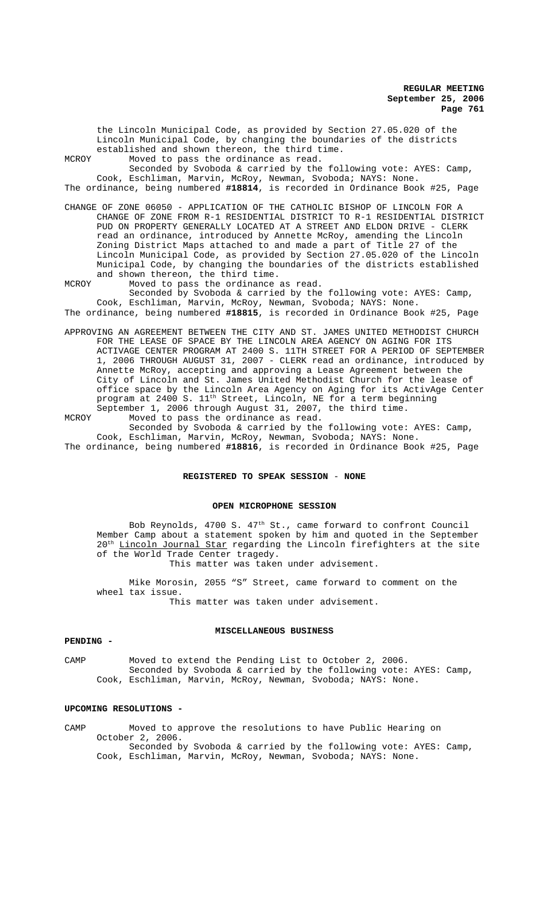the Lincoln Municipal Code, as provided by Section 27.05.020 of the Lincoln Municipal Code, by changing the boundaries of the districts established and shown thereon, the third time.

MCROY Moved to pass the ordinance as read.

Seconded by Svoboda & carried by the following vote: AYES: Camp, Cook, Eschliman, Marvin, McRoy, Newman, Svoboda; NAYS: None.

The ordinance, being numbered **#18814**, is recorded in Ordinance Book #25, Page

CHANGE OF ZONE 06050 - APPLICATION OF THE CATHOLIC BISHOP OF LINCOLN FOR A CHANGE OF ZONE FROM R-1 RESIDENTIAL DISTRICT TO R-1 RESIDENTIAL DISTRICT PUD ON PROPERTY GENERALLY LOCATED AT A STREET AND ELDON DRIVE - CLERK read an ordinance, introduced by Annette McRoy, amending the Lincoln Zoning District Maps attached to and made a part of Title 27 of the Lincoln Municipal Code, as provided by Section 27.05.020 of the Lincoln Municipal Code, by changing the boundaries of the districts established and shown thereon, the third time.

MCROY Moved to pass the ordinance as read.

Seconded by Svoboda & carried by the following vote: AYES: Camp, Cook, Eschliman, Marvin, McRoy, Newman, Svoboda; NAYS: None.

The ordinance, being numbered **#18815**, is recorded in Ordinance Book #25, Page

APPROVING AN AGREEMENT BETWEEN THE CITY AND ST. JAMES UNITED METHODIST CHURCH FOR THE LEASE OF SPACE BY THE LINCOLN AREA AGENCY ON AGING FOR ITS ACTIVAGE CENTER PROGRAM AT 2400 S. 11TH STREET FOR A PERIOD OF SEPTEMBER 1, 2006 THROUGH AUGUST 31, 2007 - CLERK read an ordinance, introduced by Annette McRoy, accepting and approving a Lease Agreement between the City of Lincoln and St. James United Methodist Church for the lease of office space by the Lincoln Area Agency on Aging for its ActivAge Center program at 2400 S. 11th Street, Lincoln, NE for a term beginning September 1, 2006 through August 31, 2007, the third time.

MCROY Moved to pass the ordinance as read.

Seconded by Svoboda & carried by the following vote: AYES: Camp, Cook, Eschliman, Marvin, McRoy, Newman, Svoboda; NAYS: None.

The ordinance, being numbered **#18816**, is recorded in Ordinance Book #25, Page

**REGISTERED TO SPEAK SESSION - NONE**

**OPEN MICROPHONE SESSION**

Bob Reynolds, 4700 S. 47th St., came forward to confront Council Member Camp about a statement spoken by him and quoted in the September 20th Lincoln Journal Star regarding the Lincoln firefighters at the site of the World Trade Center tragedy.

This matter was taken under advisement.

Mike Morosin, 2055 "S" Street, came forward to comment on the wheel tax issue.

This matter was taken under advisement.

**MISCELLANEOUS BUSINESS**

**PENDING -**

CAMP Moved to extend the Pending List to October 2, 2006.

Seconded by Svoboda & carried by the following vote: AYES: Camp, Cook, Eschliman, Marvin, McRoy, Newman, Svoboda; NAYS: None.

**UPCOMING RESOLUTIONS -**

CAMP Moved to approve the resolutions to have Public Hearing on October 2, 2006.

Seconded by Svoboda & carried by the following vote: AYES: Camp, Cook, Eschliman, Marvin, McRoy, Newman, Svoboda; NAYS: None.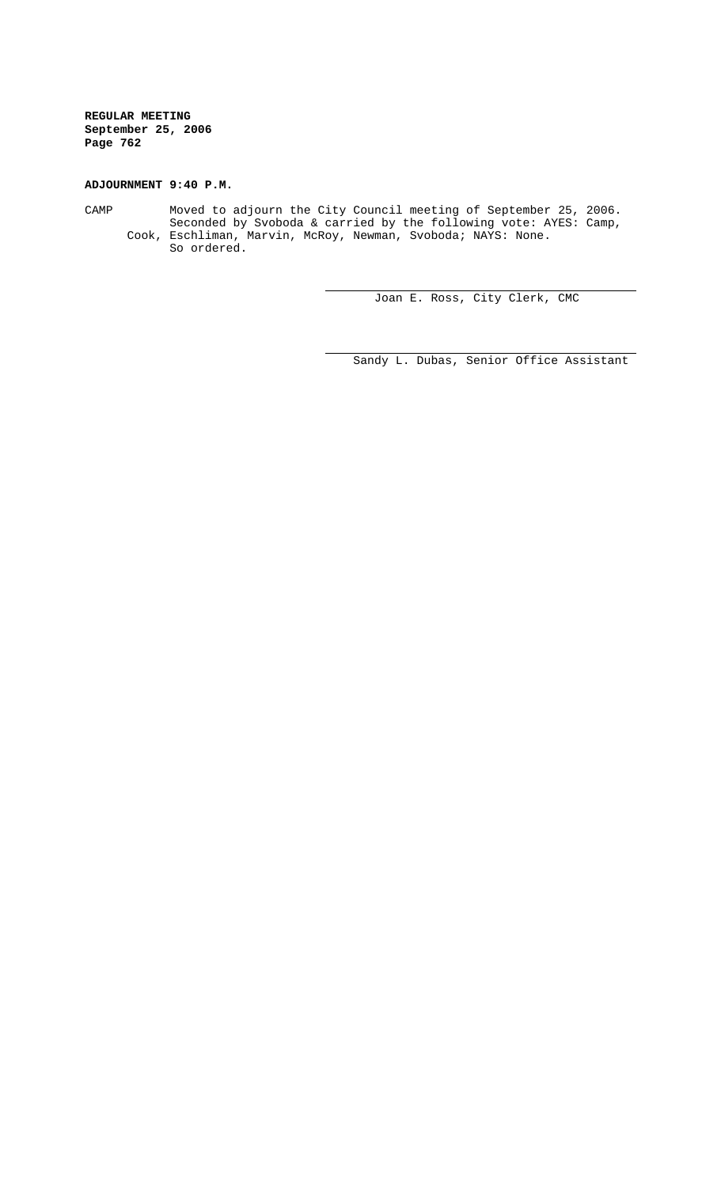**ADJOURNMENT 9:40 P.M.**

CAMP Moved to adjourn the City Council meeting of September 25, 2006. Seconded by Svoboda & carried by the following vote: AYES: Camp, Cook, Eschliman, Marvin, McRoy, Newman, Svoboda; NAYS: None. So ordered.

Joan E. Ross, City Clerk, CMC

Sandy L. Dubas, Senior Office Assistant